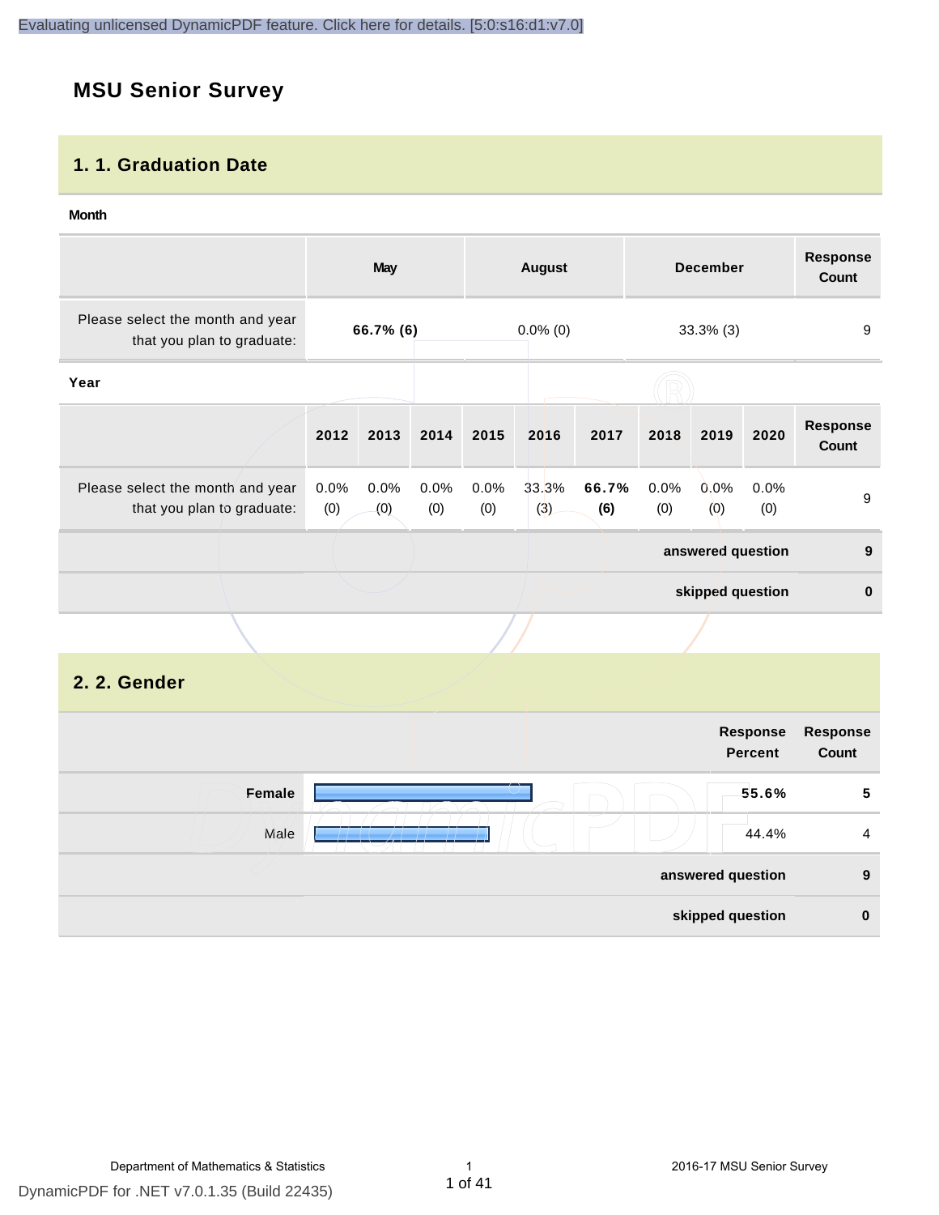# MSU Senior Survey

## 1. 1. Graduation Date

**Month**

| | May | August | December | Response Count |
|---|---|---|---|---|
| Please select the month and year that you plan to graduate: | **66.7% (6)** | 0.0% (0) | 33.3% (3) | 9 |

**Year**

| | 2012 | 2013 | 2014 | 2015 | 2016 | 2017 | 2018 | 2019 | 2020 | Response Count |
|---|---|---|---|---|---|---|---|---|---|---|
| Please select the month and year that you plan to graduate: | 0.0% (0) | 0.0% (0) | 0.0% (0) | 0.0% (0) | 33.3% (3) | **66.7% (6)** | 0.0% (0) | 0.0% (0) | 0.0% (0) | 9 |
| | | | | | | | | | **answered question** | **9** |
| | | | | | | | | | **skipped question** | **0** |

## 2. 2. Gender

| | Response Percent | Response Count |
|---|---|---|
| **Female** | **55.6%** | **5** |
| Male | 44.4% | 4 |
| **answered question** | | **9** |
| **skipped question** | | **0** |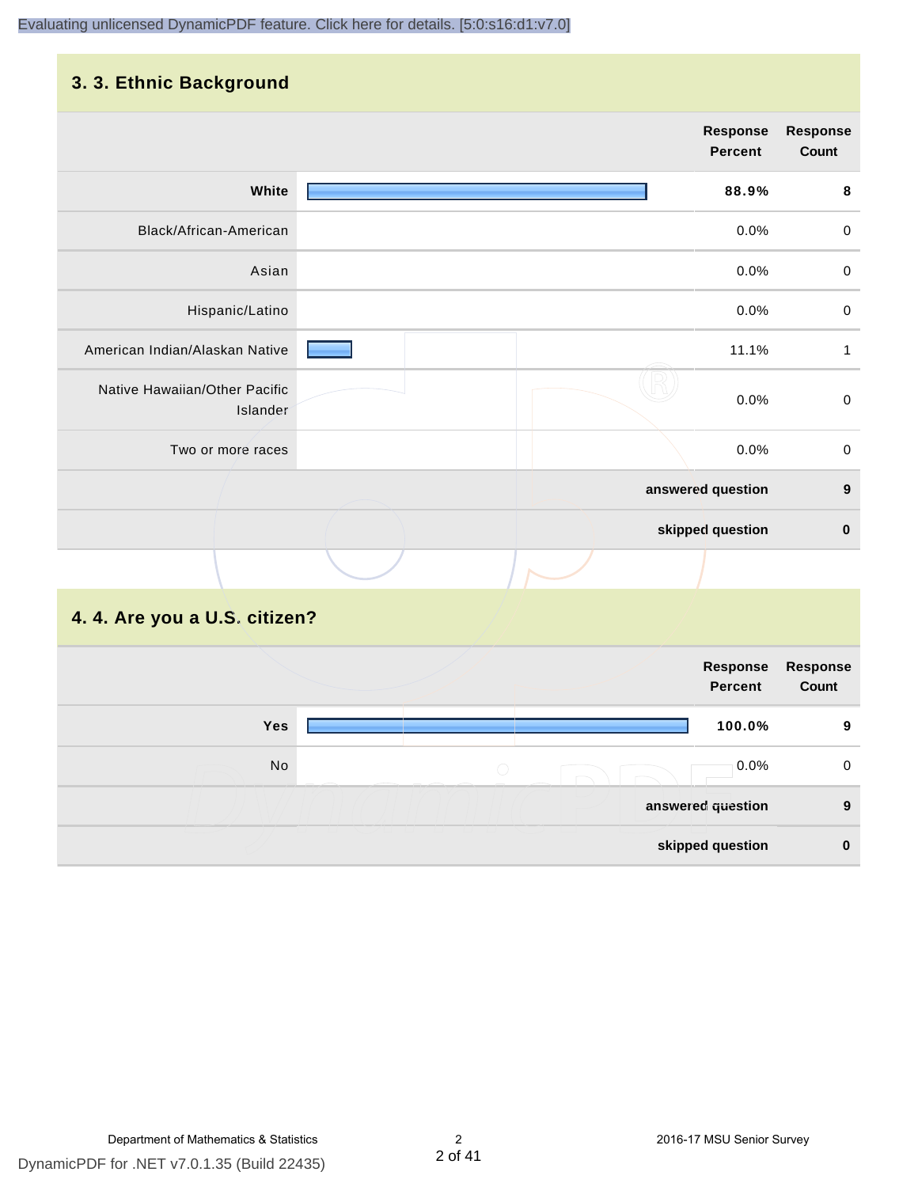Evaluating unlicensed DynamicPDF feature. Click here for details. [5:0:s16:d1:v7.0]

## 3. 3. Ethnic Background

| | Response Percent | Response Count |
|---|---|---|
| **White** | **88.9%** | **8** |
| Black/African-American | 0.0% | 0 |
| Asian | 0.0% | 0 |
| Hispanic/Latino | 0.0% | 0 |
| American Indian/Alaskan Native | 11.1% | 1 |
| Native Hawaiian/Other Pacific Islander | 0.0% | 0 |
| Two or more races | 0.0% | 0 |
| | **answered question** | **9** |
| | **skipped question** | **0** |

## 4. 4. Are you a U.S. citizen?

| | Response Percent | Response Count |
|---|---|---|
| **Yes** | **100.0%** | **9** |
| No | 0.0% | 0 |
| | **answered question** | **9** |
| | **skipped question** | **0** |

Department of Mathematics & Statistics | 2016-17 MSU Senior Survey

DynamicPDF for .NET v7.0.1.35 (Build 22435)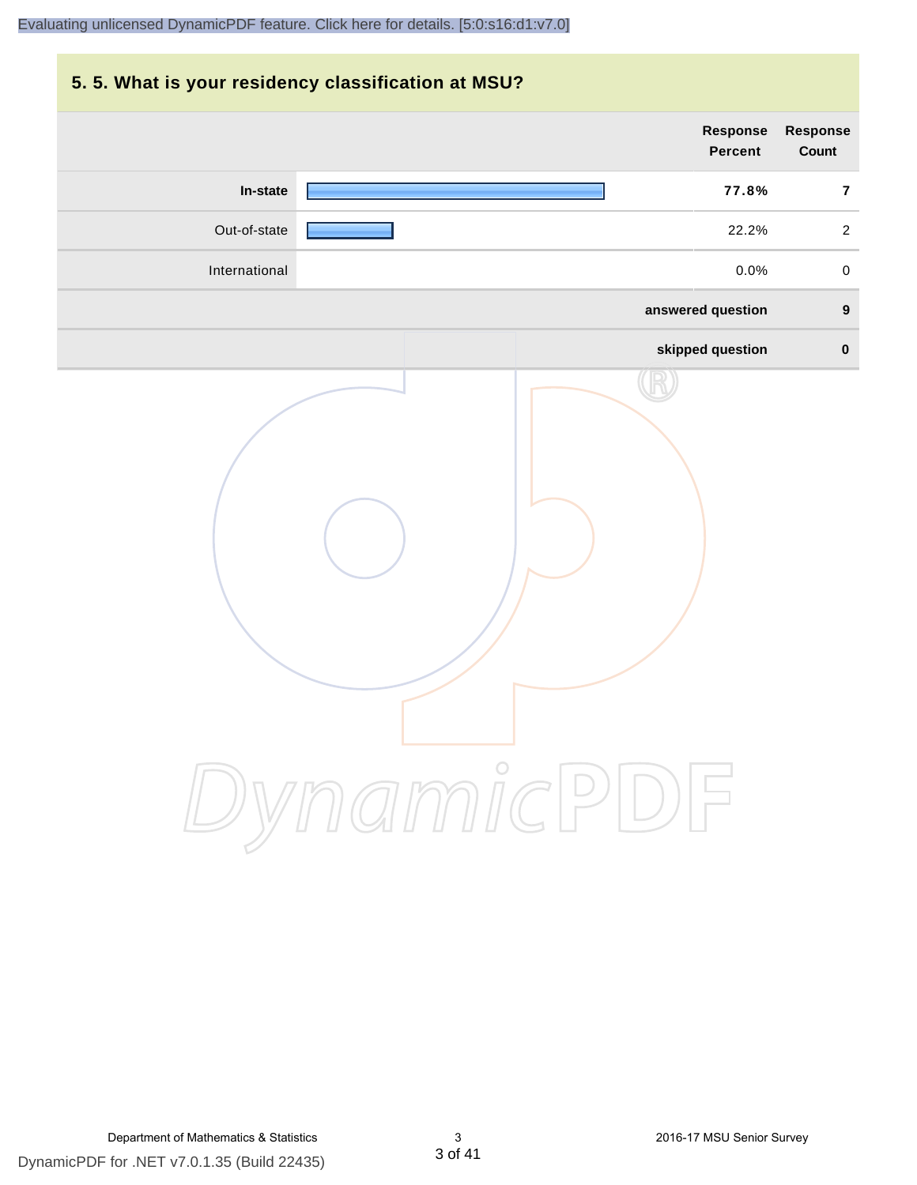## 5. 5. What is your residency classification at MSU?

| | Response Percent | Response Count |
|---|---|---|
| **In-state** | **77.8%** | **7** |
| Out-of-state | 22.2% | 2 |
| International | 0.0% | 0 |
| | **answered question** | **9** |
| | **skipped question** | **0** |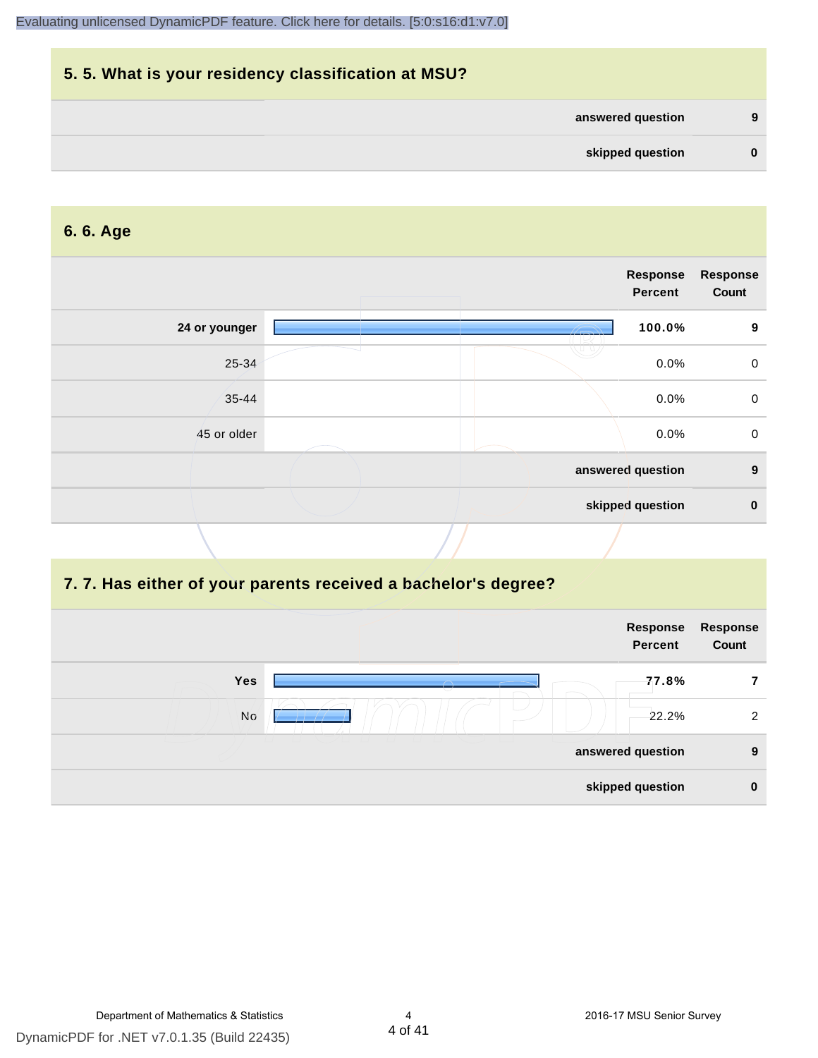## 5. 5. What is your residency classification at MSU?

| | |
|---|---|
| answered question | 9 |
| skipped question | 0 |

## 6. 6. Age

| | Response Percent | Response Count |
|---|---|---|
| **24 or younger** | **100.0%** | 9 |
| 25-34 | 0.0% | 0 |
| 35-44 | 0.0% | 0 |
| 45 or older | 0.0% | 0 |
| **answered question** | | **9** |
| **skipped question** | | **0** |

## 7. 7. Has either of your parents received a bachelor's degree?

| | Response Percent | Response Count |
|---|---|---|
| **Yes** | **77.8%** | 7 |
| No | 22.2% | 2 |
| **answered question** | | **9** |
| **skipped question** | | **0** |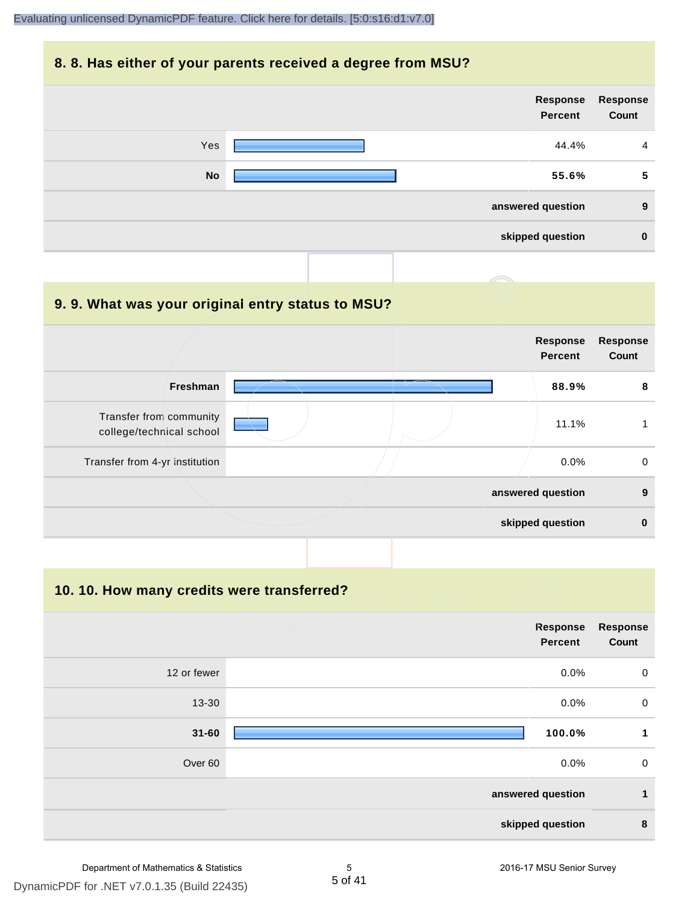## 8. 8. Has either of your parents received a degree from MSU?

| | Response Percent | Response Count |
|---|---|---|
| Yes | 44.4% | 4 |
| **No** | **55.6%** | **5** |
| **answered question** | | **9** |
| **skipped question** | | **0** |

## 9. 9. What was your original entry status to MSU?

| | Response Percent | Response Count |
|---|---|---|
| **Freshman** | **88.9%** | **8** |
| Transfer from community college/technical school | 11.1% | 1 |
| Transfer from 4-yr institution | 0.0% | 0 |
| **answered question** | | **9** |
| **skipped question** | | **0** |

## 10. 10. How many credits were transferred?

| | Response Percent | Response Count |
|---|---|---|
| 12 or fewer | 0.0% | 0 |
| 13-30 | 0.0% | 0 |
| **31-60** | **100.0%** | **1** |
| Over 60 | 0.0% | 0 |
| **answered question** | | **1** |
| **skipped question** | | **8** |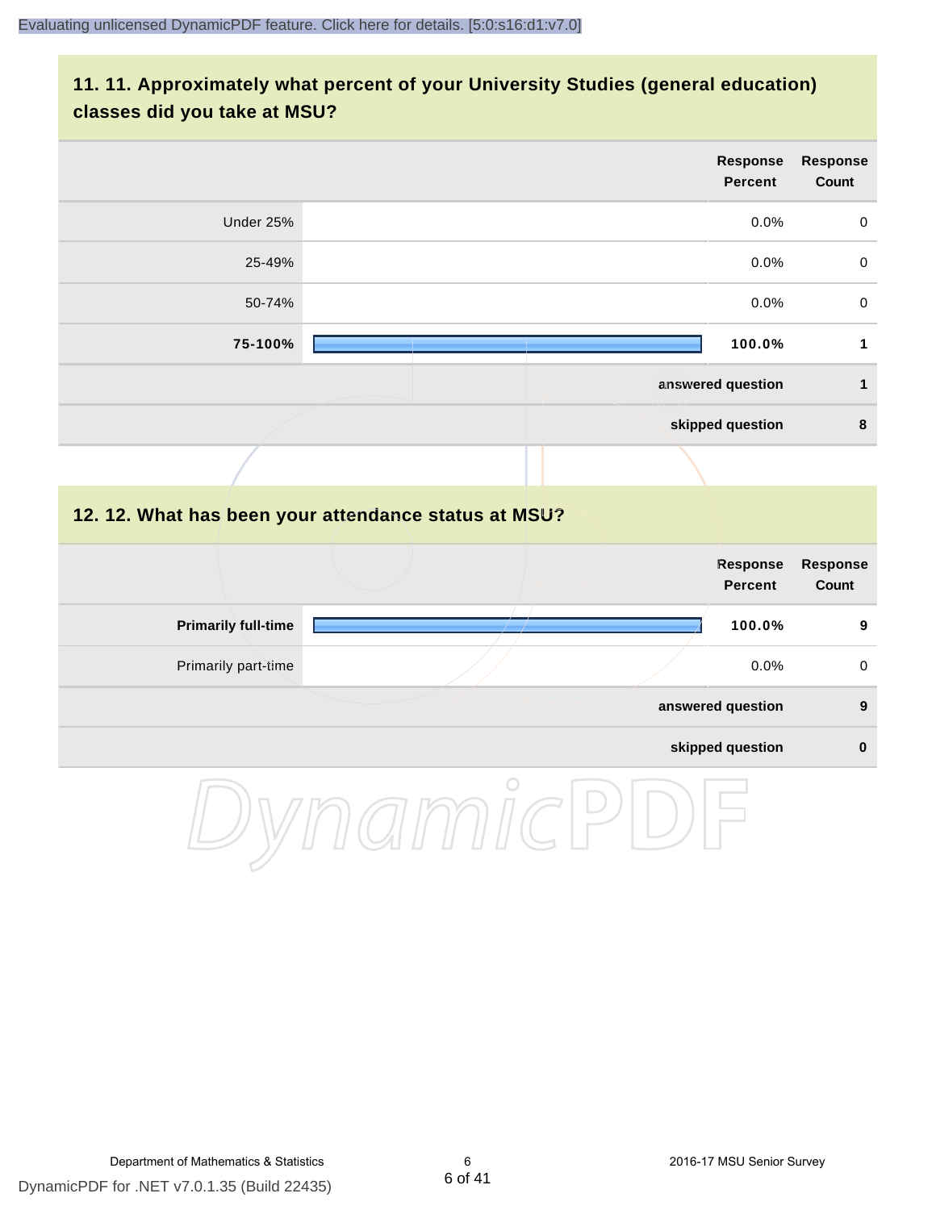## 11. 11. Approximately what percent of your University Studies (general education) classes did you take at MSU?

| | Response Percent | Response Count |
|---|---|---|
| Under 25% | 0.0% | 0 |
| 25-49% | 0.0% | 0 |
| 50-74% | 0.0% | 0 |
| **75-100%** | **100.0%** | **1** |
| | **answered question** | **1** |
| | **skipped question** | **8** |

## 12. 12. What has been your attendance status at MSU?

| | Response Percent | Response Count |
|---|---|---|
| **Primarily full-time** | **100.0%** | **9** |
| Primarily part-time | 0.0% | 0 |
| | **answered question** | **9** |
| | **skipped question** | **0** |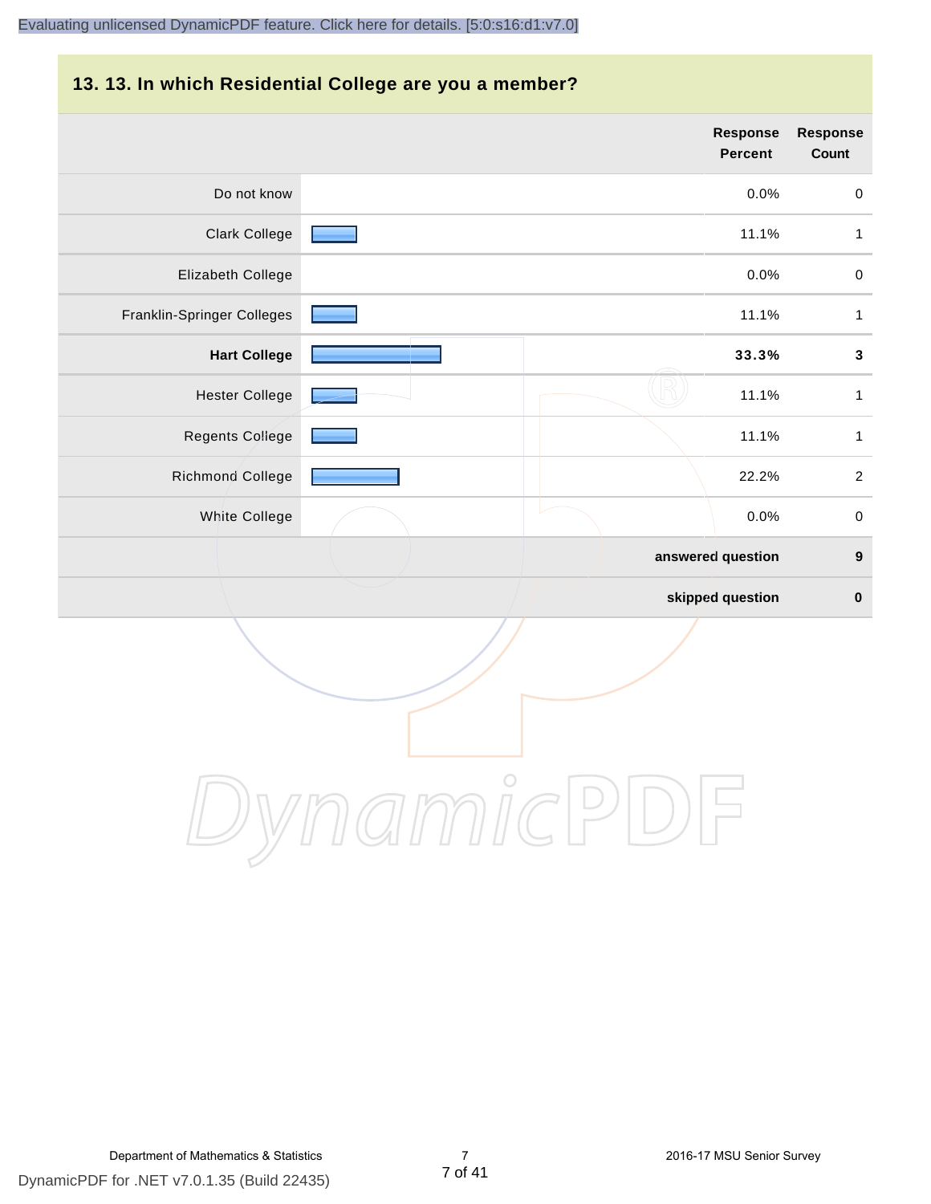## 13. 13. In which Residential College are you a member?

| | Response Percent | Response Count |
|---|---|---|
| Do not know | 0.0% | 0 |
| Clark College | 11.1% | 1 |
| Elizabeth College | 0.0% | 0 |
| Franklin-Springer Colleges | 11.1% | 1 |
| **Hart College** | **33.3%** | **3** |
| Hester College | 11.1% | 1 |
| Regents College | 11.1% | 1 |
| Richmond College | 22.2% | 2 |
| White College | 0.0% | 0 |
| | **answered question** | **9** |
| | **skipped question** | **0** |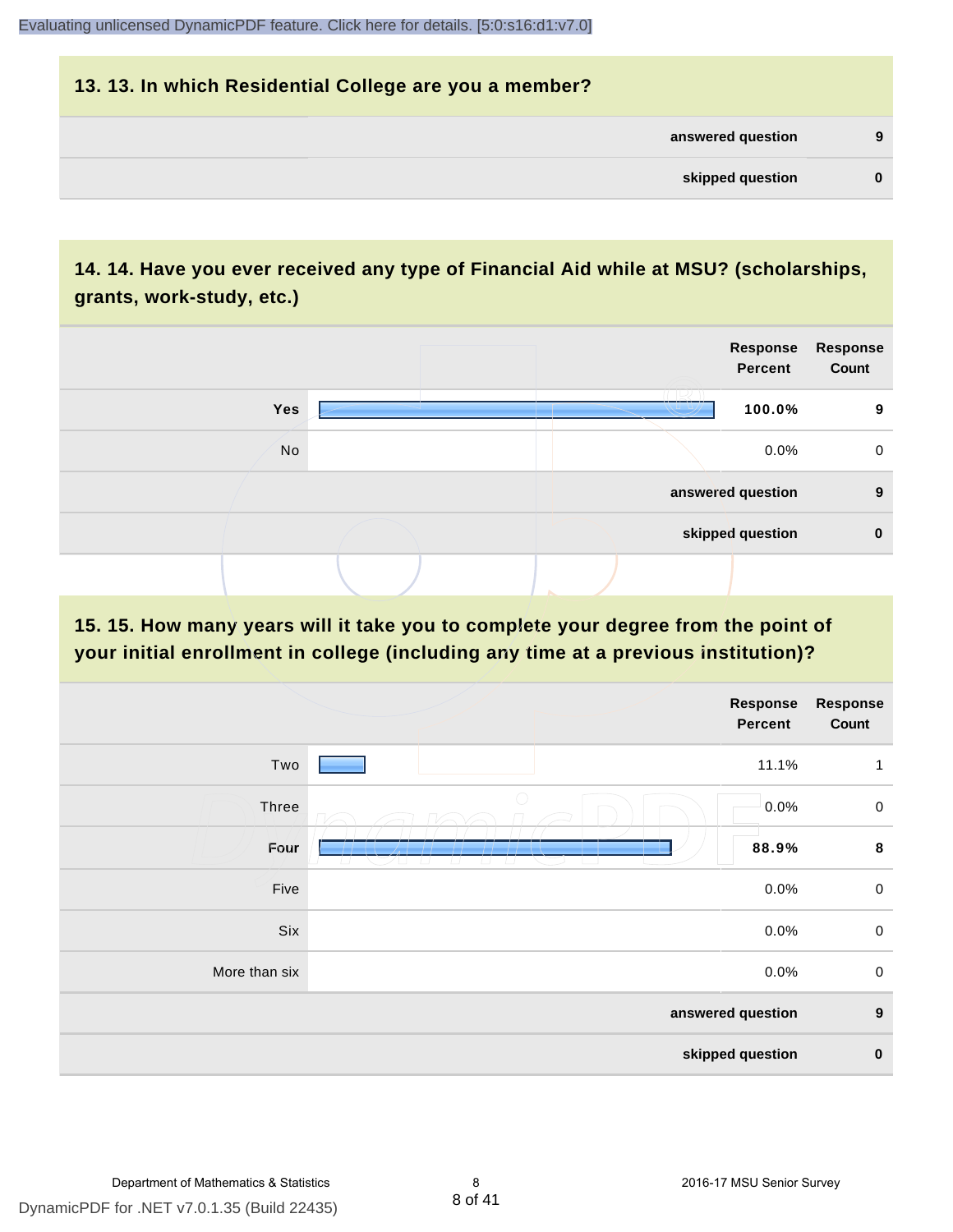## 13. 13. In which Residential College are you a member?

| | |
|---|---|
| answered question | 9 |
| skipped question | 0 |

## 14. 14. Have you ever received any type of Financial Aid while at MSU? (scholarships, grants, work-study, etc.)

| | Response Percent | Response Count |
|---|---|---|
| **Yes** | **100.0%** | **9** |
| No | 0.0% | 0 |
| **answered question** | | **9** |
| **skipped question** | | **0** |

## 15. 15. How many years will it take you to complete your degree from the point of your initial enrollment in college (including any time at a previous institution)?

| | Response Percent | Response Count |
|---|---|---|
| Two | 11.1% | 1 |
| Three | 0.0% | 0 |
| **Four** | **88.9%** | **8** |
| Five | 0.0% | 0 |
| Six | 0.0% | 0 |
| More than six | 0.0% | 0 |
| **answered question** | | **9** |
| **skipped question** | | **0** |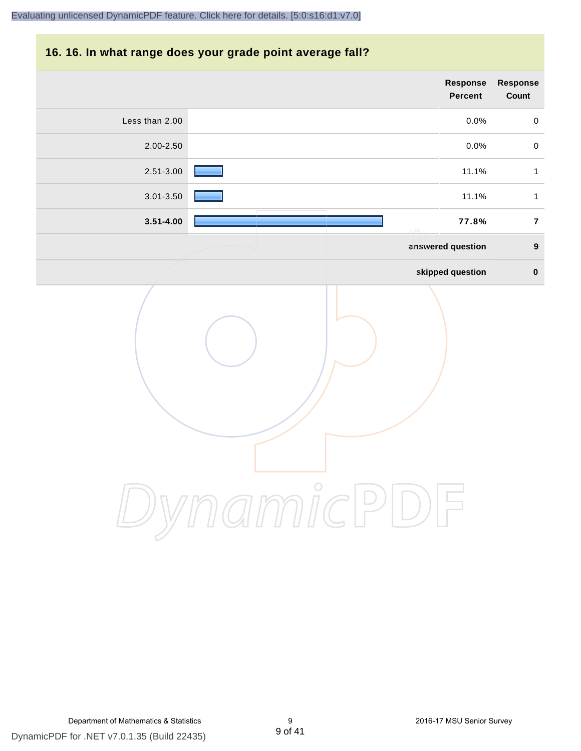## 16. 16. In what range does your grade point average fall?

| | Response Percent | Response Count |
|---|---|---|
| Less than 2.00 | 0.0% | 0 |
| 2.00-2.50 | 0.0% | 0 |
| 2.51-3.00 | 11.1% | 1 |
| 3.01-3.50 | 11.1% | 1 |
| **3.51-4.00** | **77.8%** | **7** |
| | **answered question** | **9** |
| | **skipped question** | **0** |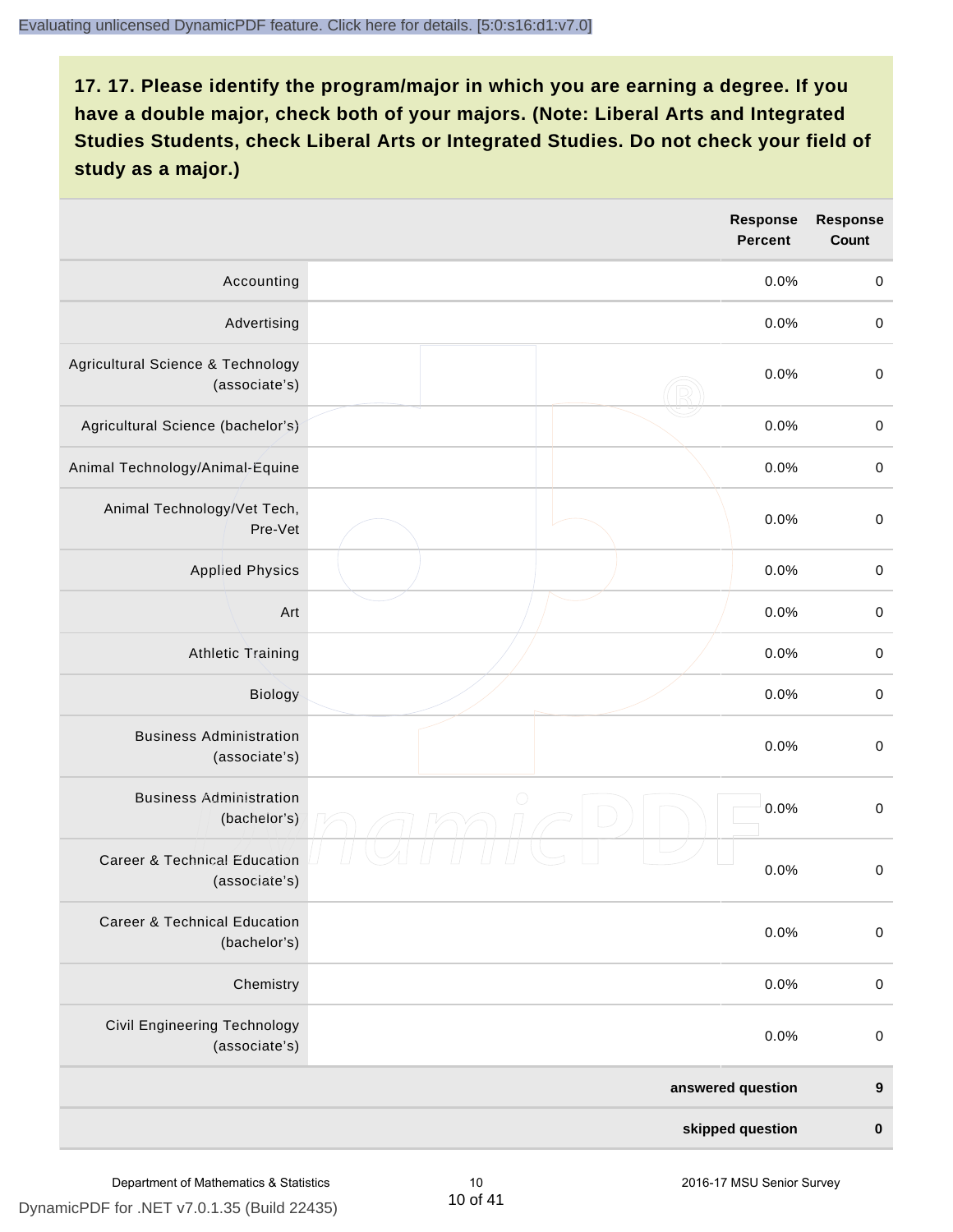## 17. 17. Please identify the program/major in which you are earning a degree. If you have a double major, check both of your majors. (Note: Liberal Arts and Integrated Studies Students, check Liberal Arts or Integrated Studies. Do not check your field of study as a major.)

| | | Response Percent | Response Count |
|---|---|---|---|
| Accounting | | 0.0% | 0 |
| Advertising | | 0.0% | 0 |
| Agricultural Science & Technology (associate's) | | 0.0% | 0 |
| Agricultural Science (bachelor's) | | 0.0% | 0 |
| Animal Technology/Animal-Equine | | 0.0% | 0 |
| Animal Technology/Vet Tech, Pre-Vet | | 0.0% | 0 |
| Applied Physics | | 0.0% | 0 |
| Art | | 0.0% | 0 |
| Athletic Training | | 0.0% | 0 |
| Biology | | 0.0% | 0 |
| Business Administration (associate's) | | 0.0% | 0 |
| Business Administration (bachelor's) | | 0.0% | 0 |
| Career & Technical Education (associate's) | | 0.0% | 0 |
| Career & Technical Education (bachelor's) | | 0.0% | 0 |
| Chemistry | | 0.0% | 0 |
| Civil Engineering Technology (associate's) | | 0.0% | 0 |
| | | answered question | 9 |
| | | skipped question | 0 |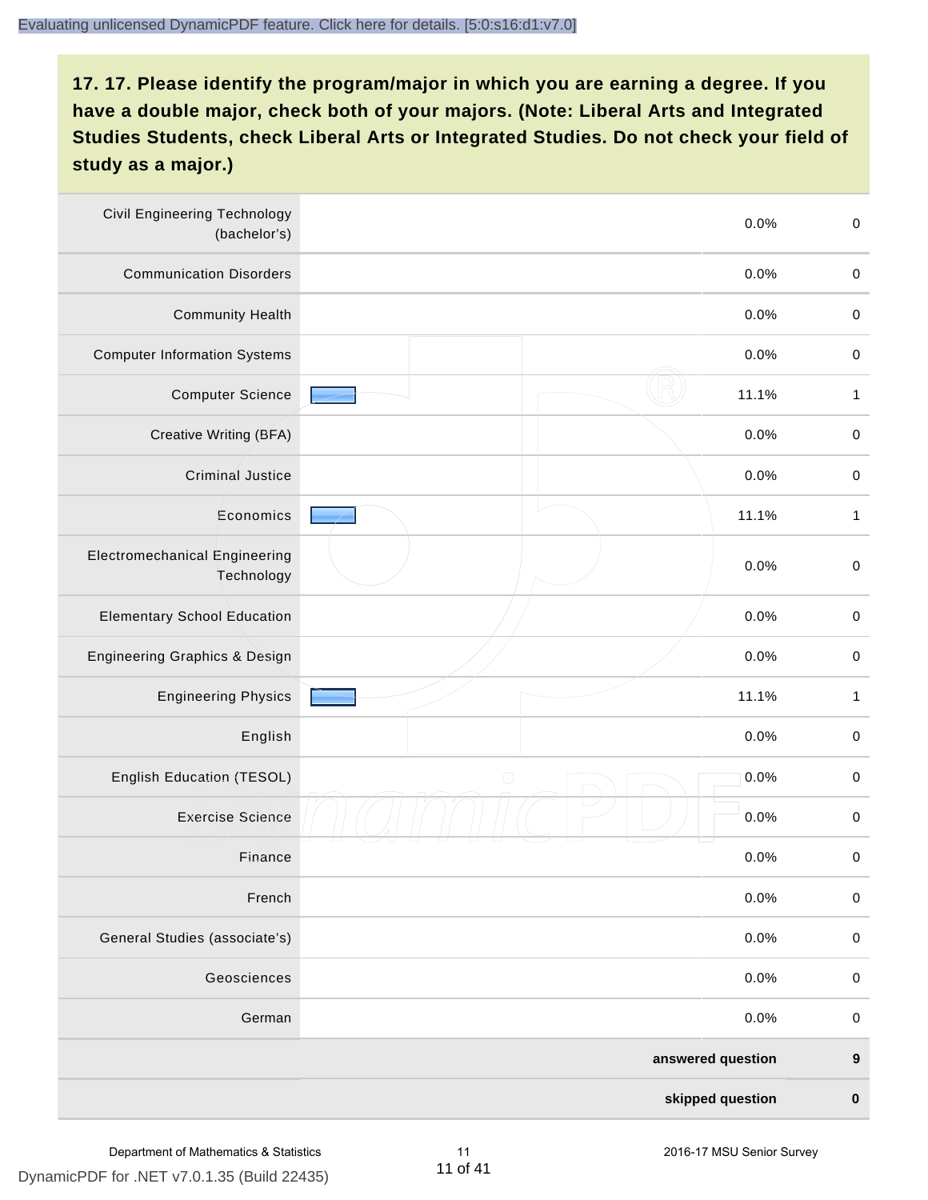## 17. 17. Please identify the program/major in which you are earning a degree. If you have a double major, check both of your majors. (Note: Liberal Arts and Integrated Studies Students, check Liberal Arts or Integrated Studies. Do not check your field of study as a major.)

| Major | Percent | Count |
|---|---|---|
| Civil Engineering Technology (bachelor's) | 0.0% | 0 |
| Communication Disorders | 0.0% | 0 |
| Community Health | 0.0% | 0 |
| Computer Information Systems | 0.0% | 0 |
| Computer Science | 11.1% | 1 |
| Creative Writing (BFA) | 0.0% | 0 |
| Criminal Justice | 0.0% | 0 |
| Economics | 11.1% | 1 |
| Electromechanical Engineering Technology | 0.0% | 0 |
| Elementary School Education | 0.0% | 0 |
| Engineering Graphics & Design | 0.0% | 0 |
| Engineering Physics | 11.1% | 1 |
| English | 0.0% | 0 |
| English Education (TESOL) | 0.0% | 0 |
| Exercise Science | 0.0% | 0 |
| Finance | 0.0% | 0 |
| French | 0.0% | 0 |
| General Studies (associate's) | 0.0% | 0 |
| Geosciences | 0.0% | 0 |
| German | 0.0% | 0 |
| **answered question** | | **9** |
| **skipped question** | | **0** |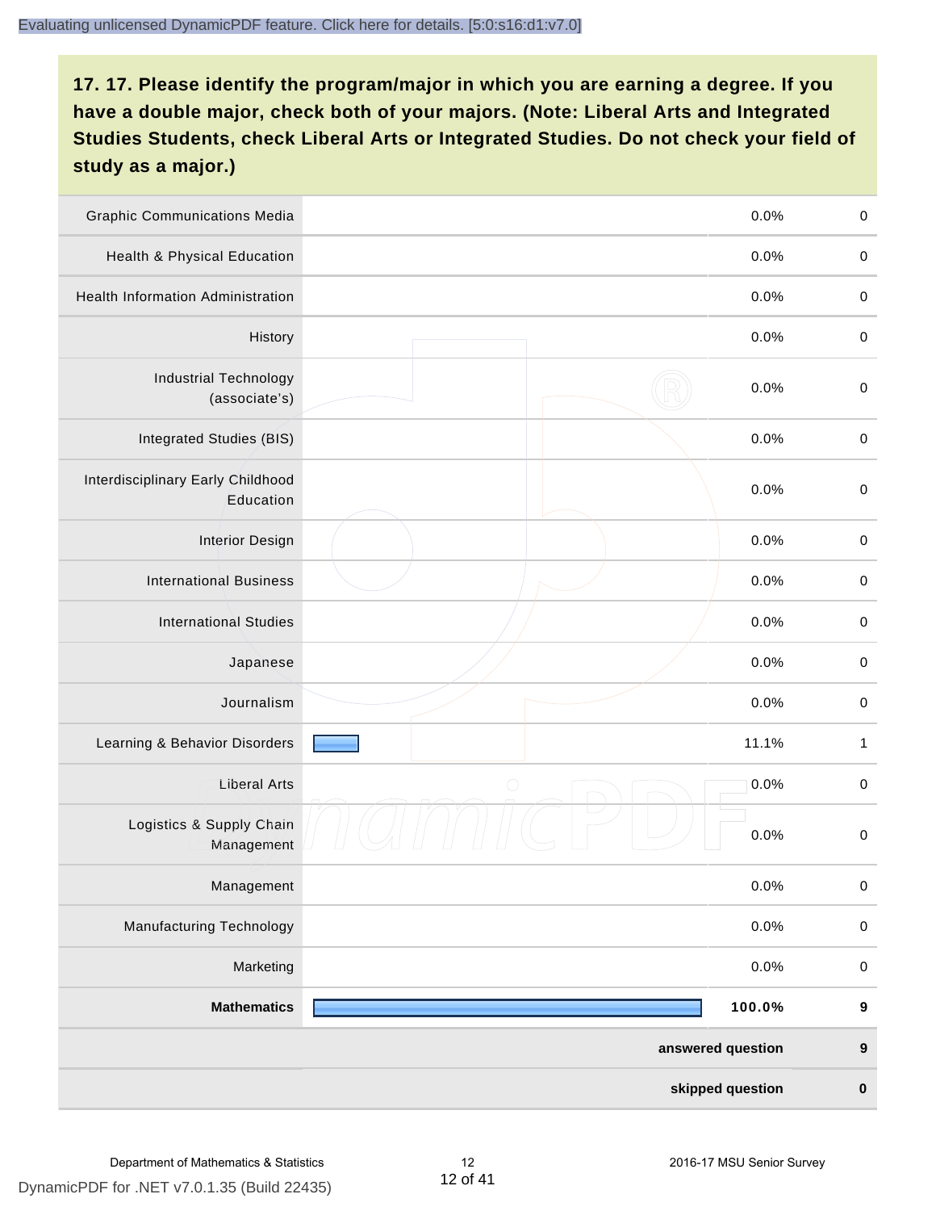## 17. 17. Please identify the program/major in which you are earning a degree. If you have a double major, check both of your majors. (Note: Liberal Arts and Integrated Studies Students, check Liberal Arts or Integrated Studies. Do not check your field of study as a major.)

| Program/Major | Percent | Count |
|---|---|---|
| Graphic Communications Media | 0.0% | 0 |
| Health & Physical Education | 0.0% | 0 |
| Health Information Administration | 0.0% | 0 |
| History | 0.0% | 0 |
| Industrial Technology (associate's) | 0.0% | 0 |
| Integrated Studies (BIS) | 0.0% | 0 |
| Interdisciplinary Early Childhood Education | 0.0% | 0 |
| Interior Design | 0.0% | 0 |
| International Business | 0.0% | 0 |
| International Studies | 0.0% | 0 |
| Japanese | 0.0% | 0 |
| Journalism | 0.0% | 0 |
| Learning & Behavior Disorders | 11.1% | 1 |
| Liberal Arts | 0.0% | 0 |
| Logistics & Supply Chain Management | 0.0% | 0 |
| Management | 0.0% | 0 |
| Manufacturing Technology | 0.0% | 0 |
| Marketing | 0.0% | 0 |
| **Mathematics** | **100.0%** | **9** |
| | **answered question** | **9** |
| | **skipped question** | **0** |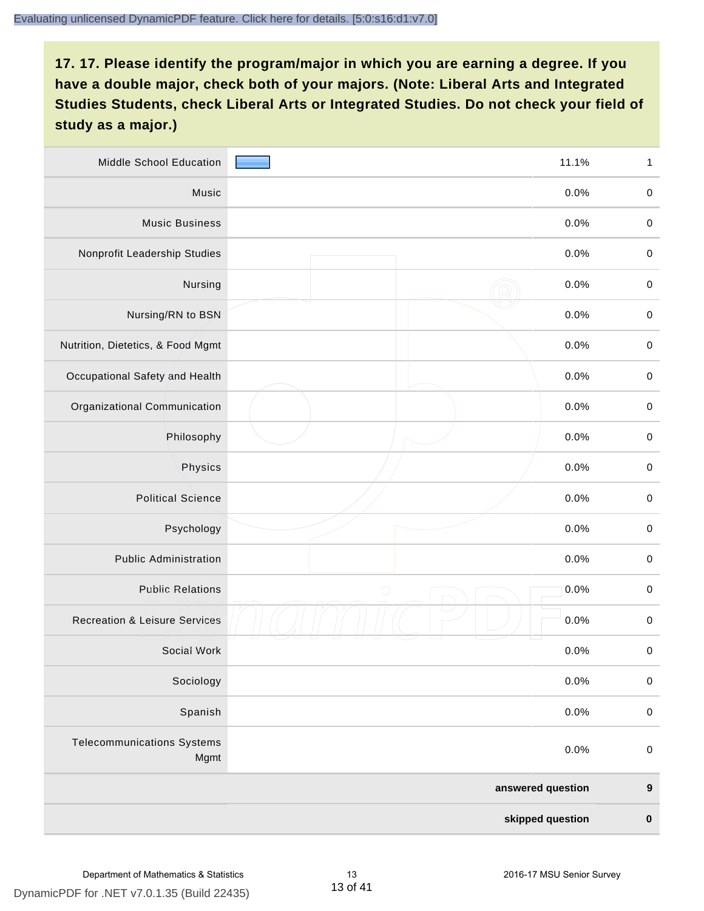## 17. 17. Please identify the program/major in which you are earning a degree. If you have a double major, check both of your majors. (Note: Liberal Arts and Integrated Studies Students, check Liberal Arts or Integrated Studies. Do not check your field of study as a major.)

| Program/Major | Percent | Count |
|---|---|---|
| Middle School Education | 11.1% | 1 |
| Music | 0.0% | 0 |
| Music Business | 0.0% | 0 |
| Nonprofit Leadership Studies | 0.0% | 0 |
| Nursing | 0.0% | 0 |
| Nursing/RN to BSN | 0.0% | 0 |
| Nutrition, Dietetics, & Food Mgmt | 0.0% | 0 |
| Occupational Safety and Health | 0.0% | 0 |
| Organizational Communication | 0.0% | 0 |
| Philosophy | 0.0% | 0 |
| Physics | 0.0% | 0 |
| Political Science | 0.0% | 0 |
| Psychology | 0.0% | 0 |
| Public Administration | 0.0% | 0 |
| Public Relations | 0.0% | 0 |
| Recreation & Leisure Services | 0.0% | 0 |
| Social Work | 0.0% | 0 |
| Sociology | 0.0% | 0 |
| Spanish | 0.0% | 0 |
| Telecommunications Systems Mgmt | 0.0% | 0 |
| | **answered question** | **9** |
| | **skipped question** | **0** |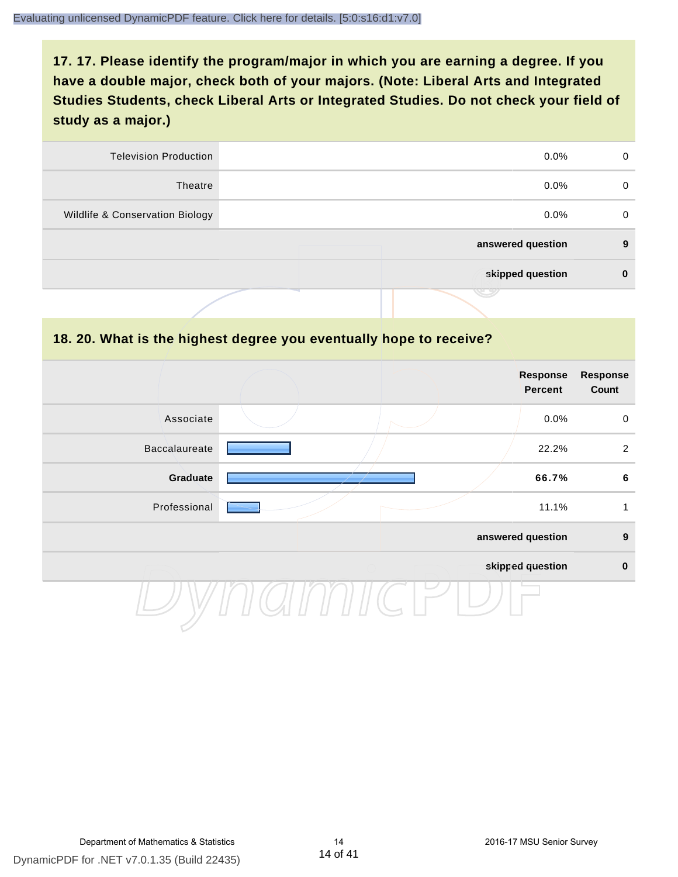## 17. 17. Please identify the program/major in which you are earning a degree. If you have a double major, check both of your majors. (Note: Liberal Arts and Integrated Studies Students, check Liberal Arts or Integrated Studies. Do not check your field of study as a major.)

| | Response Percent | Response Count |
|---|---|---|
| Television Production | 0.0% | 0 |
| Theatre | 0.0% | 0 |
| Wildlife & Conservation Biology | 0.0% | 0 |
| **answered question** | | **9** |
| **skipped question** | | **0** |

## 18. 20. What is the highest degree you eventually hope to receive?

| | Response Percent | Response Count |
|---|---|---|
| Associate | 0.0% | 0 |
| Baccalaureate | 22.2% | 2 |
| **Graduate** | **66.7%** | **6** |
| Professional | 11.1% | 1 |
| **answered question** | | **9** |
| **skipped question** | | **0** |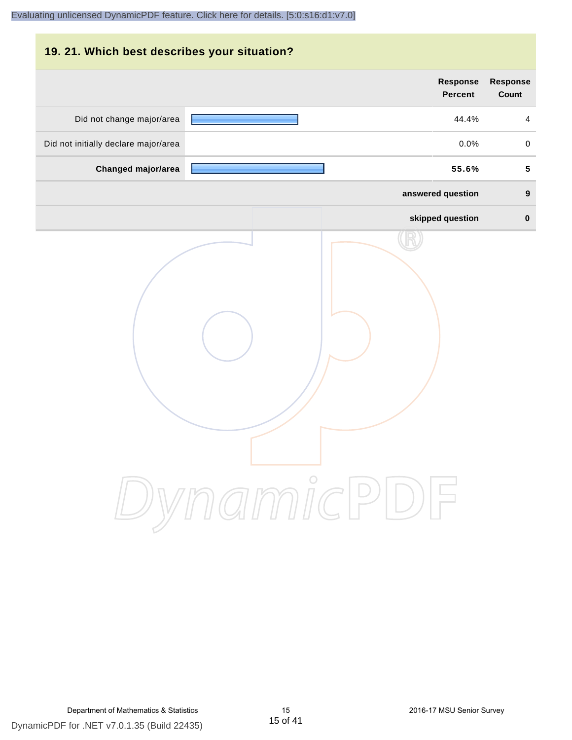## 19. 21. Which best describes your situation?

| | | Response Percent | Response Count |
|---|---|---|---|
| Did not change major/area | | 44.4% | 4 |
| Did not initially declare major/area | | 0.0% | 0 |
| **Changed major/area** | | **55.6%** | **5** |
| | | **answered question** | **9** |
| | | **skipped question** | **0** |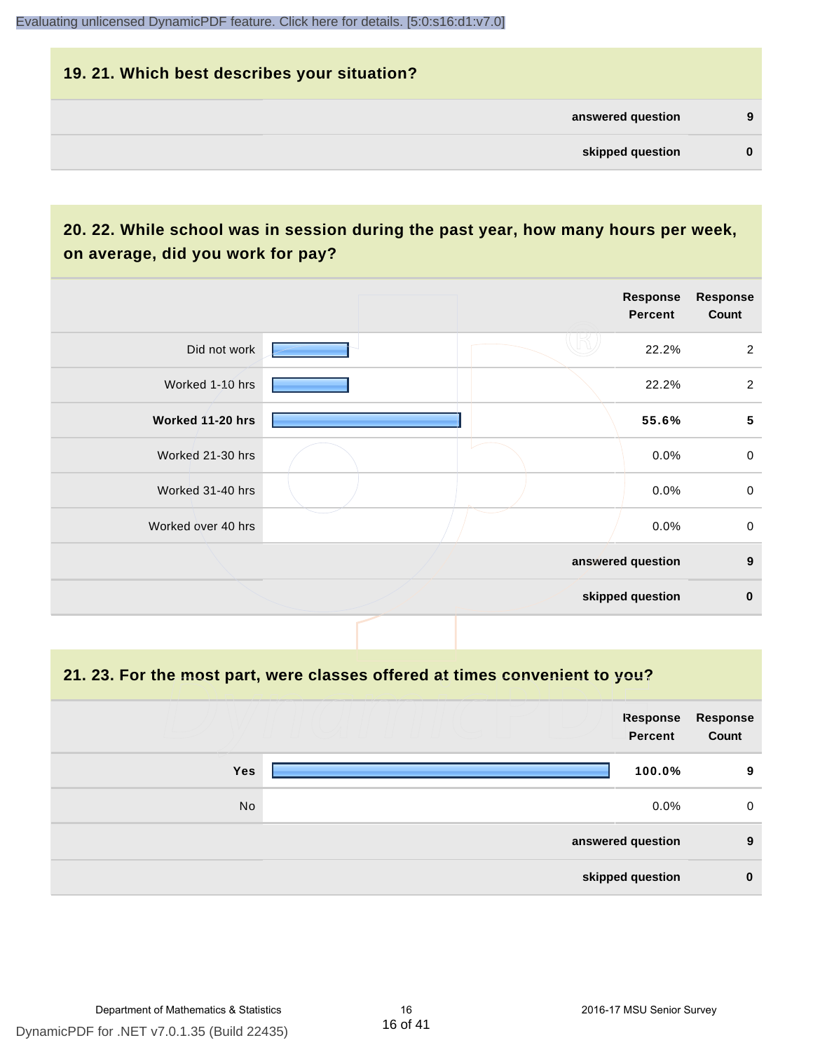## 19. 21. Which best describes your situation?

| | |
|---|---|
| answered question | 9 |
| skipped question | 0 |

## 20. 22. While school was in session during the past year, how many hours per week, on average, did you work for pay?

| | Response Percent | Response Count |
|---|---|---|
| Did not work | 22.2% | 2 |
| Worked 1-10 hrs | 22.2% | 2 |
| **Worked 11-20 hrs** | **55.6%** | **5** |
| Worked 21-30 hrs | 0.0% | 0 |
| Worked 31-40 hrs | 0.0% | 0 |
| Worked over 40 hrs | 0.0% | 0 |
| | **answered question** | **9** |
| | **skipped question** | **0** |

## 21. 23. For the most part, were classes offered at times convenient to you?

| | Response Percent | Response Count |
|---|---|---|
| **Yes** | **100.0%** | **9** |
| No | 0.0% | 0 |
| | **answered question** | **9** |
| | **skipped question** | **0** |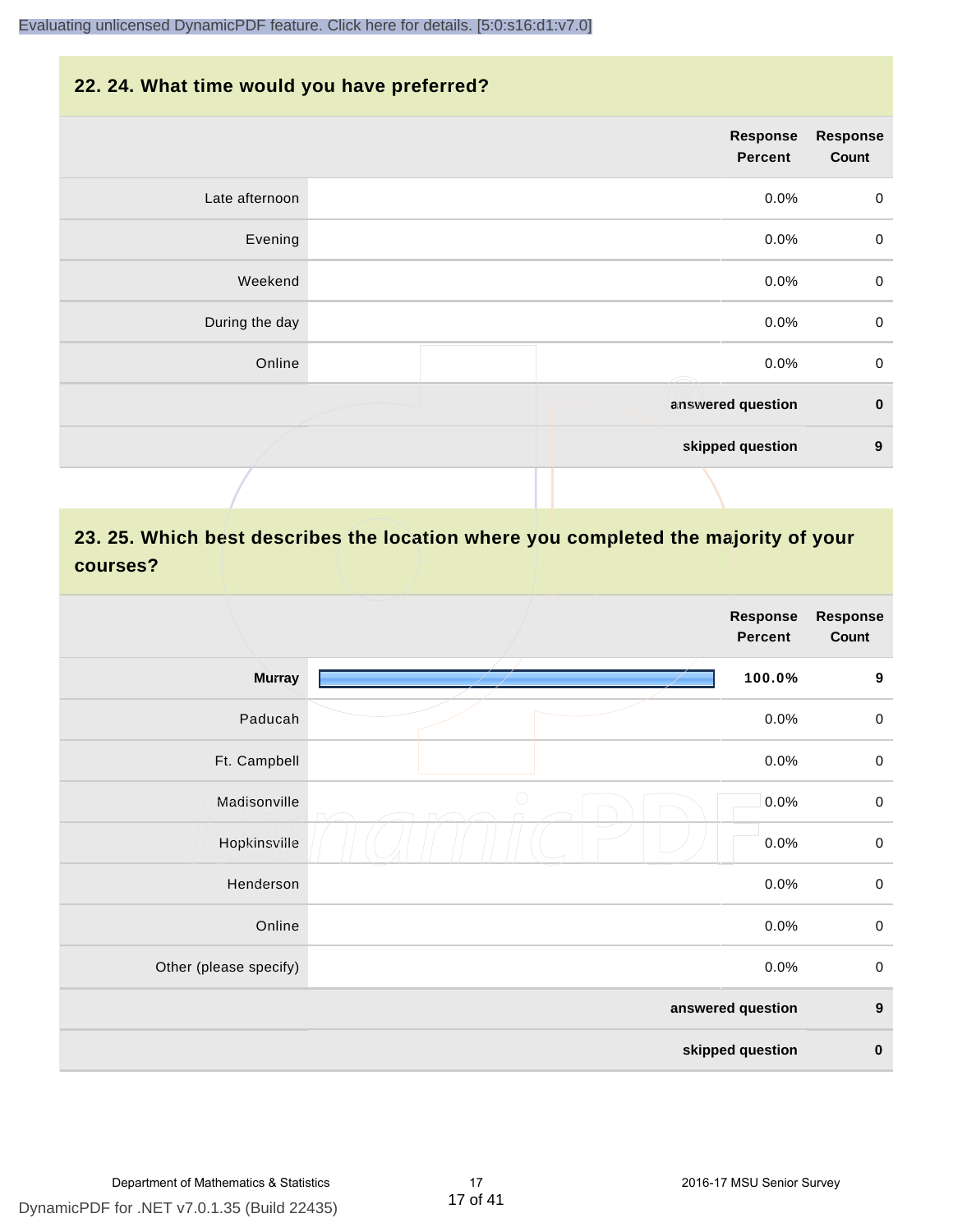## 22. 24. What time would you have preferred?

| | Response Percent | Response Count |
|---|---|---|
| Late afternoon | 0.0% | 0 |
| Evening | 0.0% | 0 |
| Weekend | 0.0% | 0 |
| During the day | 0.0% | 0 |
| Online | 0.0% | 0 |
| | **answered question** | **0** |
| | **skipped question** | **9** |

## 23. 25. Which best describes the location where you completed the majority of your courses?

| | Response Percent | Response Count |
|---|---|---|
| **Murray** | **100.0%** | **9** |
| Paducah | 0.0% | 0 |
| Ft. Campbell | 0.0% | 0 |
| Madisonville | 0.0% | 0 |
| Hopkinsville | 0.0% | 0 |
| Henderson | 0.0% | 0 |
| Online | 0.0% | 0 |
| Other (please specify) | 0.0% | 0 |
| | **answered question** | **9** |
| | **skipped question** | **0** |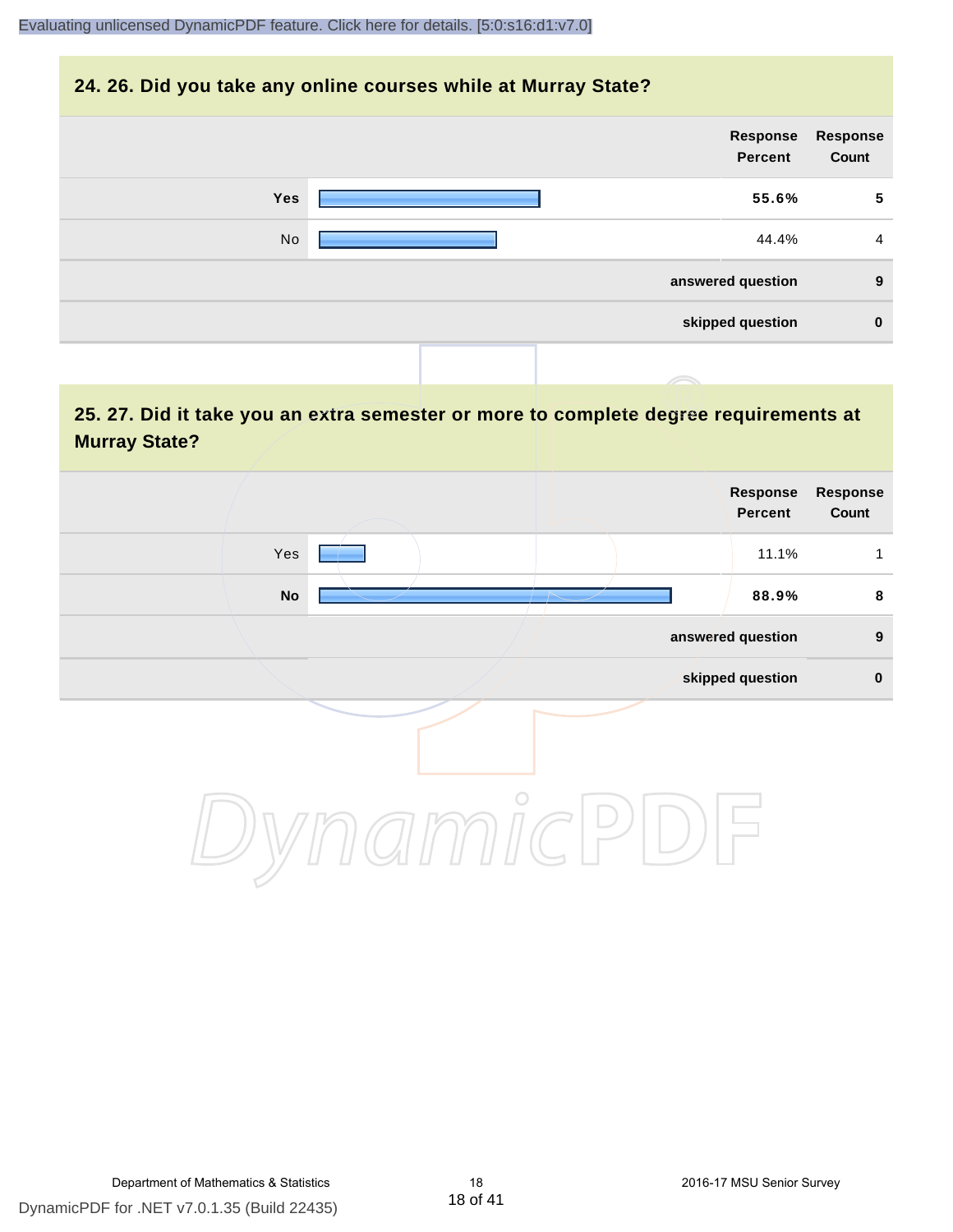## 24. 26. Did you take any online courses while at Murray State?

| | Response Percent | Response Count |
|---|---|---|
| **Yes** | **55.6%** | **5** |
| No | 44.4% | 4 |
| | **answered question** | **9** |
| | **skipped question** | **0** |

## 25. 27. Did it take you an extra semester or more to complete degree requirements at Murray State?

| | Response Percent | Response Count |
|---|---|---|
| Yes | 11.1% | 1 |
| **No** | **88.9%** | **8** |
| | **answered question** | **9** |
| | **skipped question** | **0** |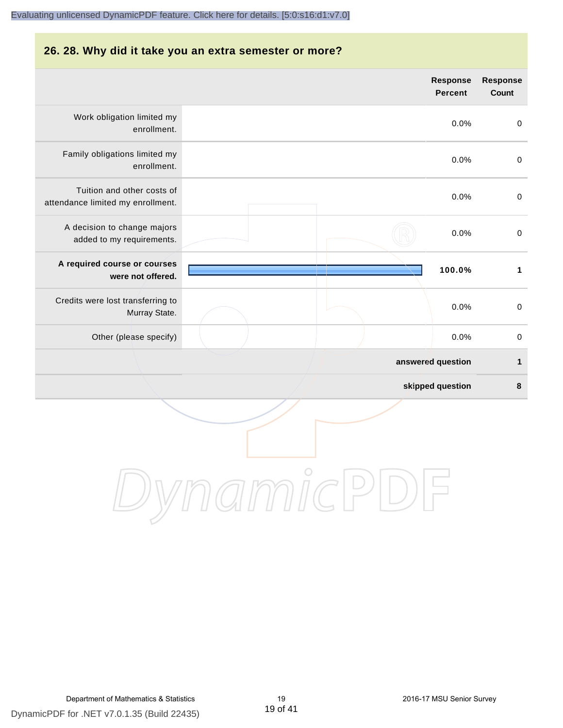## 26. 28. Why did it take you an extra semester or more?

| | Response Percent | Response Count |
|---|---|---|
| Work obligation limited my enrollment. | 0.0% | 0 |
| Family obligations limited my enrollment. | 0.0% | 0 |
| Tuition and other costs of attendance limited my enrollment. | 0.0% | 0 |
| A decision to change majors added to my requirements. | 0.0% | 0 |
| **A required course or courses were not offered.** | **100.0%** | **1** |
| Credits were lost transferring to Murray State. | 0.0% | 0 |
| Other (please specify) | 0.0% | 0 |
| | **answered question** | **1** |
| | **skipped question** | **8** |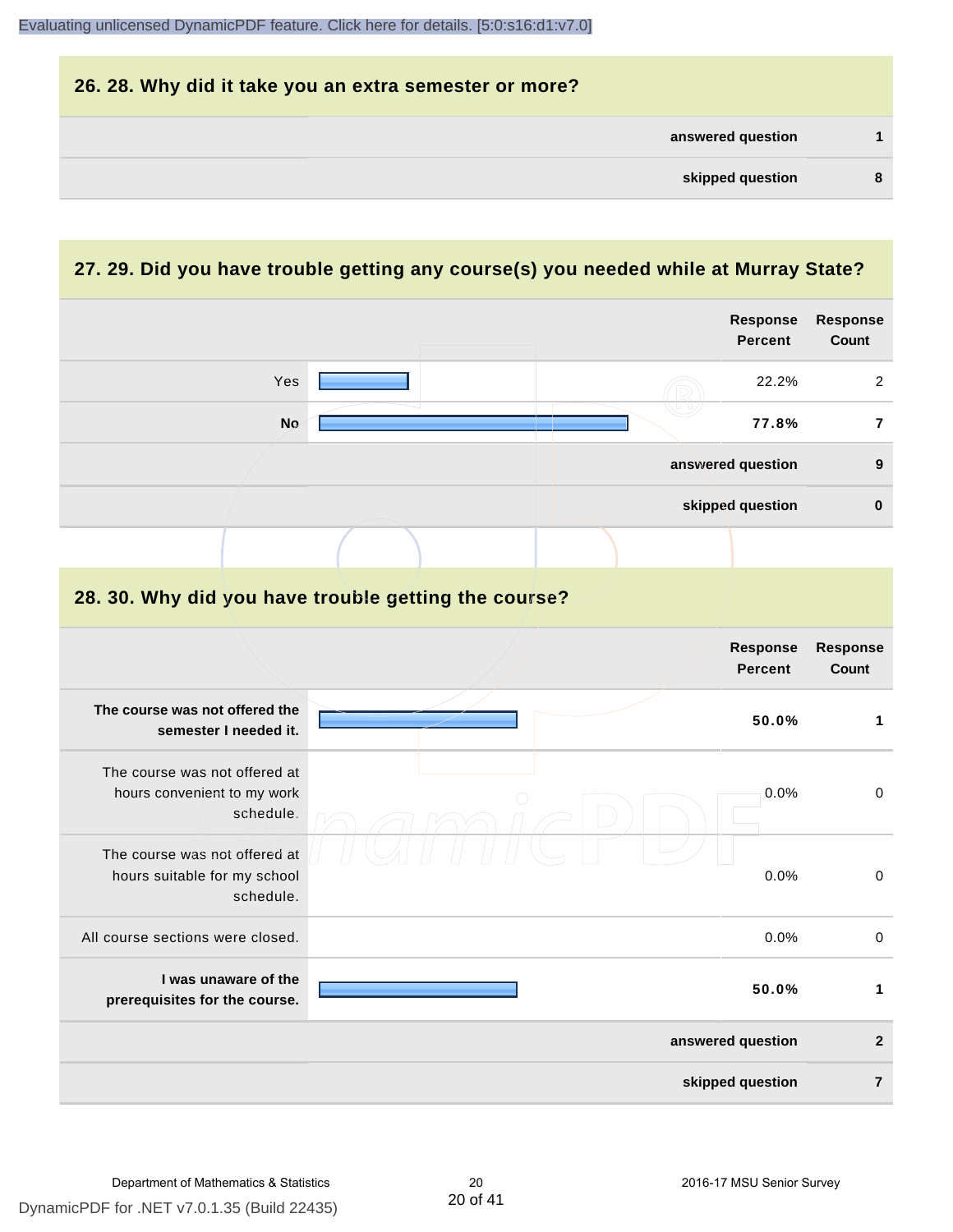## 26. 28. Why did it take you an extra semester or more?

| | |
|---|---|
| answered question | 1 |
| skipped question | 8 |

## 27. 29. Did you have trouble getting any course(s) you needed while at Murray State?

| | Response Percent | Response Count |
|---|---|---|
| Yes | 22.2% | 2 |
| **No** | **77.8%** | **7** |
| answered question | | 9 |
| skipped question | | 0 |

## 28. 30. Why did you have trouble getting the course?

| | Response Percent | Response Count |
|---|---|---|
| **The course was not offered the semester I needed it.** | **50.0%** | **1** |
| The course was not offered at hours convenient to my work schedule. | 0.0% | 0 |
| The course was not offered at hours suitable for my school schedule. | 0.0% | 0 |
| All course sections were closed. | 0.0% | 0 |
| **I was unaware of the prerequisites for the course.** | **50.0%** | **1** |
| answered question | | 2 |
| skipped question | | 7 |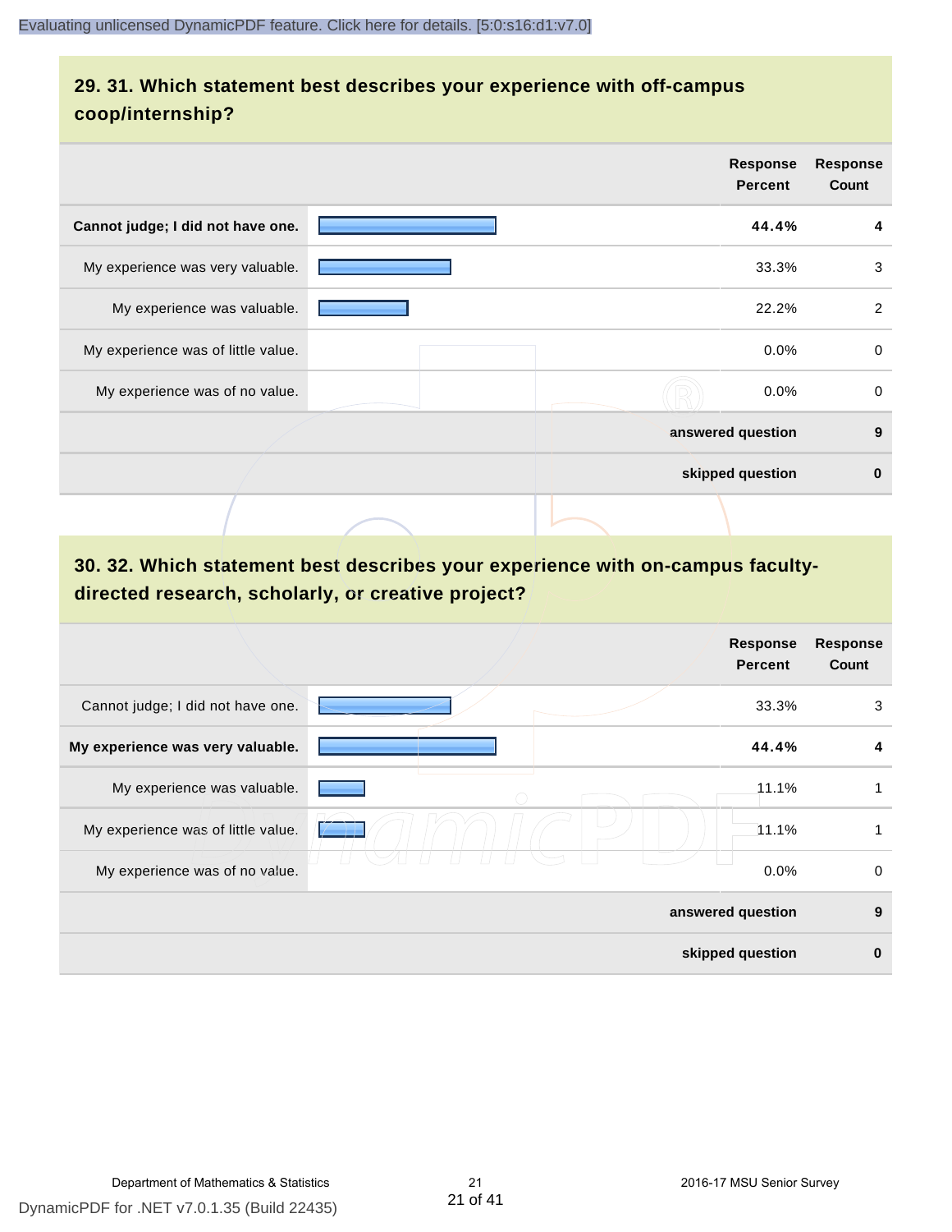## 29. 31. Which statement best describes your experience with off-campus coop/internship?

| | Response Percent | Response Count |
|---|---|---|
| **Cannot judge; I did not have one.** | **44.4%** | **4** |
| My experience was very valuable. | 33.3% | 3 |
| My experience was valuable. | 22.2% | 2 |
| My experience was of little value. | 0.0% | 0 |
| My experience was of no value. | 0.0% | 0 |
| **answered question** | | **9** |
| **skipped question** | | **0** |

## 30. 32. Which statement best describes your experience with on-campus faculty-directed research, scholarly, or creative project?

| | Response Percent | Response Count |
|---|---|---|
| Cannot judge; I did not have one. | 33.3% | 3 |
| **My experience was very valuable.** | **44.4%** | **4** |
| My experience was valuable. | 11.1% | 1 |
| My experience was of little value. | 11.1% | 1 |
| My experience was of no value. | 0.0% | 0 |
| **answered question** | | **9** |
| **skipped question** | | **0** |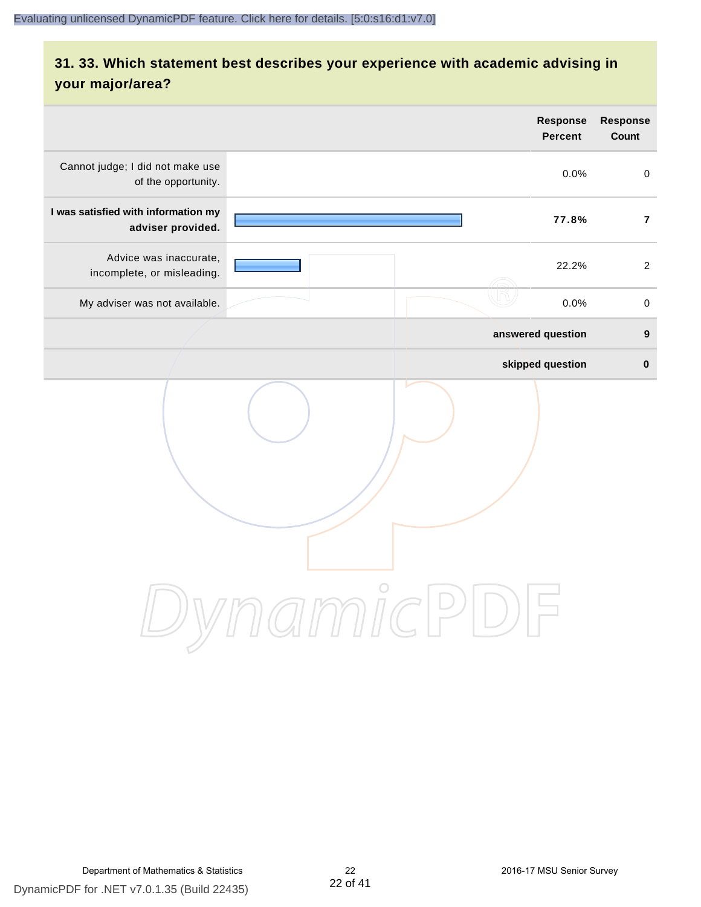## 31. 33. Which statement best describes your experience with academic advising in your major/area?

| | Response Percent | Response Count |
|---|---|---|
| Cannot judge; I did not make use of the opportunity. | 0.0% | 0 |
| **I was satisfied with information my adviser provided.** | **77.8%** | **7** |
| Advice was inaccurate, incomplete, or misleading. | 22.2% | 2 |
| My adviser was not available. | 0.0% | 0 |
| **answered question** | | **9** |
| **skipped question** | | **0** |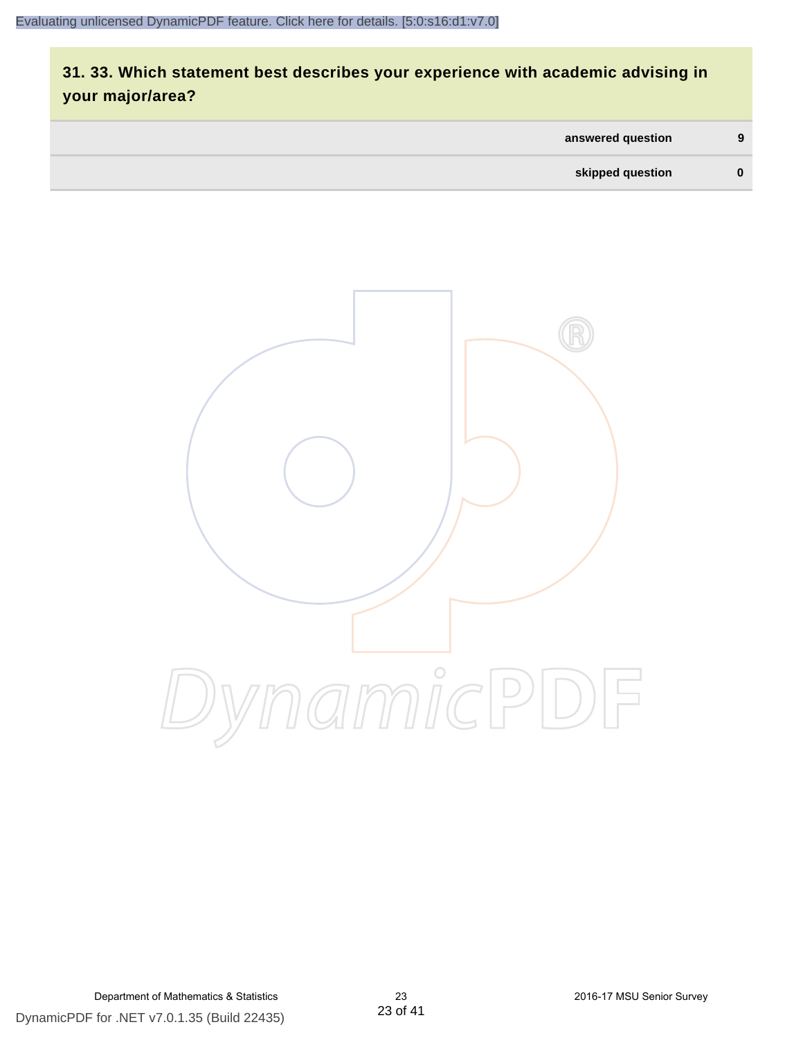## 31. 33. Which statement best describes your experience with academic advising in your major/area?

| | |
|---|---|
| answered question | 9 |
| skipped question | 0 |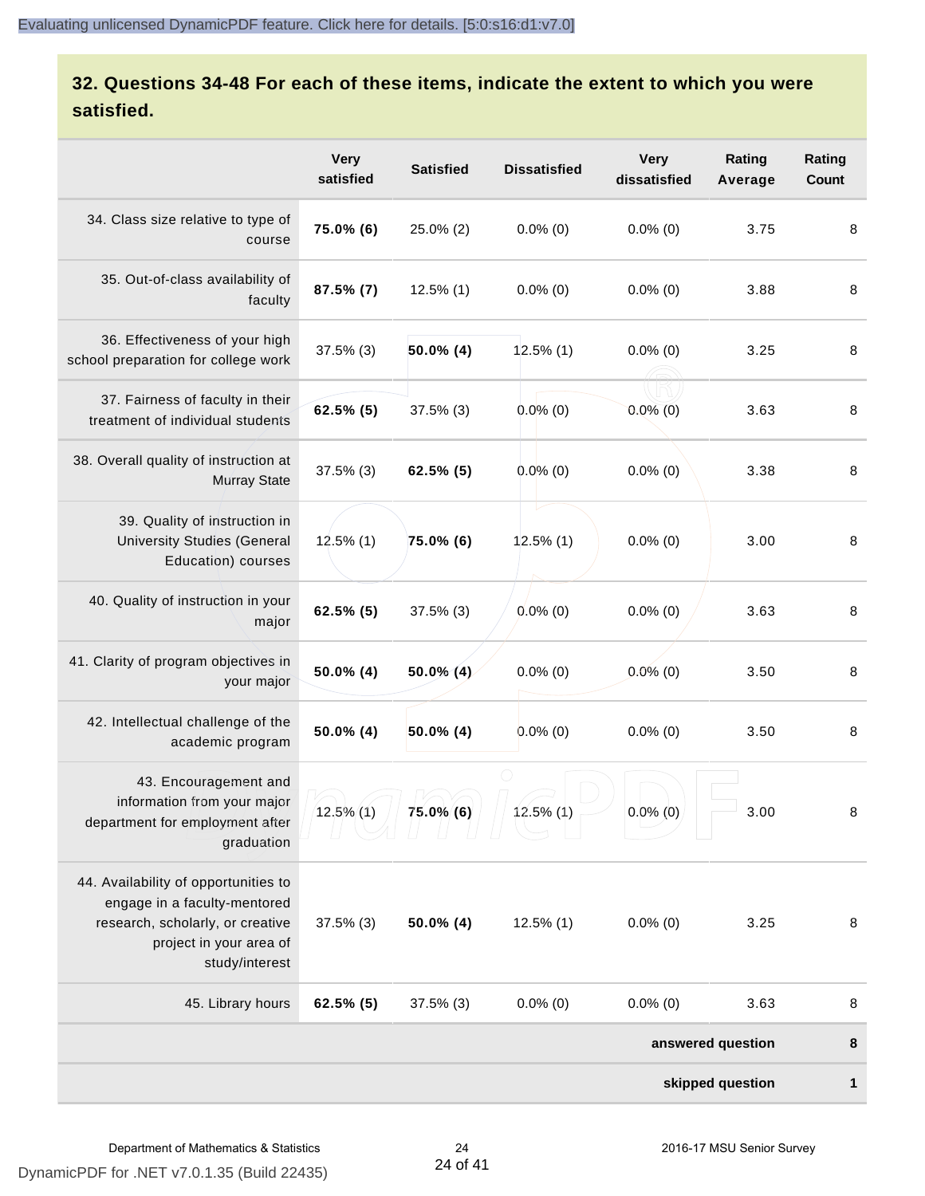## 32. Questions 34-48 For each of these items, indicate the extent to which you were satisfied.

| | Very satisfied | Satisfied | Dissatisfied | Very dissatisfied | Rating Average | Rating Count |
|---|---|---|---|---|---|---|
| 34. Class size relative to type of course | **75.0% (6)** | 25.0% (2) | 0.0% (0) | 0.0% (0) | 3.75 | 8 |
| 35. Out-of-class availability of faculty | **87.5% (7)** | 12.5% (1) | 0.0% (0) | 0.0% (0) | 3.88 | 8 |
| 36. Effectiveness of your high school preparation for college work | 37.5% (3) | **50.0% (4)** | 12.5% (1) | 0.0% (0) | 3.25 | 8 |
| 37. Fairness of faculty in their treatment of individual students | **62.5% (5)** | 37.5% (3) | 0.0% (0) | 0.0% (0) | 3.63 | 8 |
| 38. Overall quality of instruction at Murray State | 37.5% (3) | **62.5% (5)** | 0.0% (0) | 0.0% (0) | 3.38 | 8 |
| 39. Quality of instruction in University Studies (General Education) courses | 12.5% (1) | **75.0% (6)** | 12.5% (1) | 0.0% (0) | 3.00 | 8 |
| 40. Quality of instruction in your major | **62.5% (5)** | 37.5% (3) | 0.0% (0) | 0.0% (0) | 3.63 | 8 |
| 41. Clarity of program objectives in your major | **50.0% (4)** | **50.0% (4)** | 0.0% (0) | 0.0% (0) | 3.50 | 8 |
| 42. Intellectual challenge of the academic program | **50.0% (4)** | **50.0% (4)** | 0.0% (0) | 0.0% (0) | 3.50 | 8 |
| 43. Encouragement and information from your major department for employment after graduation | 12.5% (1) | **75.0% (6)** | 12.5% (1) | 0.0% (0) | 3.00 | 8 |
| 44. Availability of opportunities to engage in a faculty-mentored research, scholarly, or creative project in your area of study/interest | 37.5% (3) | **50.0% (4)** | 12.5% (1) | 0.0% (0) | 3.25 | 8 |
| 45. Library hours | **62.5% (5)** | 37.5% (3) | 0.0% (0) | 0.0% (0) | 3.63 | 8 |
| | | | | | **answered question** | **8** |
| | | | | | **skipped question** | **1** |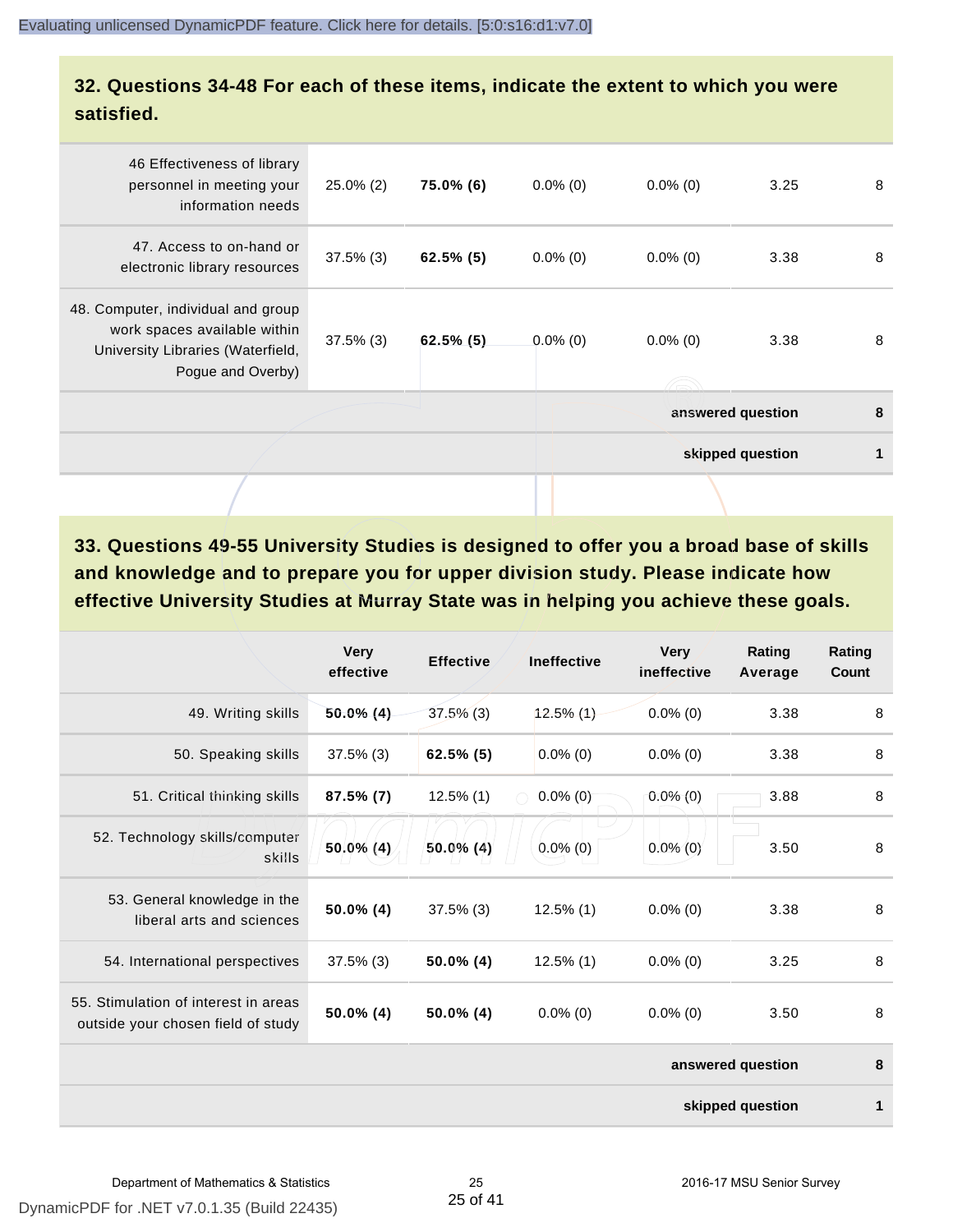## 32. Questions 34-48 For each of these items, indicate the extent to which you were satisfied.

| | | | | | | |
|---|---|---|---|---|---|---|
| 46 Effectiveness of library personnel in meeting your information needs | 25.0% (2) | **75.0% (6)** | 0.0% (0) | 0.0% (0) | 3.25 | 8 |
| 47. Access to on-hand or electronic library resources | 37.5% (3) | **62.5% (5)** | 0.0% (0) | 0.0% (0) | 3.38 | 8 |
| 48. Computer, individual and group work spaces available within University Libraries (Waterfield, Pogue and Overby) | 37.5% (3) | **62.5% (5)** | 0.0% (0) | 0.0% (0) | 3.38 | 8 |
| | | | | | **answered question** | **8** |
| | | | | | **skipped question** | **1** |

## 33. Questions 49-55 University Studies is designed to offer you a broad base of skills and knowledge and to prepare you for upper division study. Please indicate how effective University Studies at Murray State was in helping you achieve these goals.

| | Very effective | Effective | Ineffective | Very ineffective | Rating Average | Rating Count |
|---|---|---|---|---|---|---|
| 49. Writing skills | **50.0% (4)** | 37.5% (3) | 12.5% (1) | 0.0% (0) | 3.38 | 8 |
| 50. Speaking skills | 37.5% (3) | **62.5% (5)** | 0.0% (0) | 0.0% (0) | 3.38 | 8 |
| 51. Critical thinking skills | **87.5% (7)** | 12.5% (1) | 0.0% (0) | 0.0% (0) | 3.88 | 8 |
| 52. Technology skills/computer skills | **50.0% (4)** | **50.0% (4)** | 0.0% (0) | 0.0% (0) | 3.50 | 8 |
| 53. General knowledge in the liberal arts and sciences | **50.0% (4)** | 37.5% (3) | 12.5% (1) | 0.0% (0) | 3.38 | 8 |
| 54. International perspectives | 37.5% (3) | **50.0% (4)** | 12.5% (1) | 0.0% (0) | 3.25 | 8 |
| 55. Stimulation of interest in areas outside your chosen field of study | **50.0% (4)** | **50.0% (4)** | 0.0% (0) | 0.0% (0) | 3.50 | 8 |
| | | | | | **answered question** | **8** |
| | | | | | **skipped question** | **1** |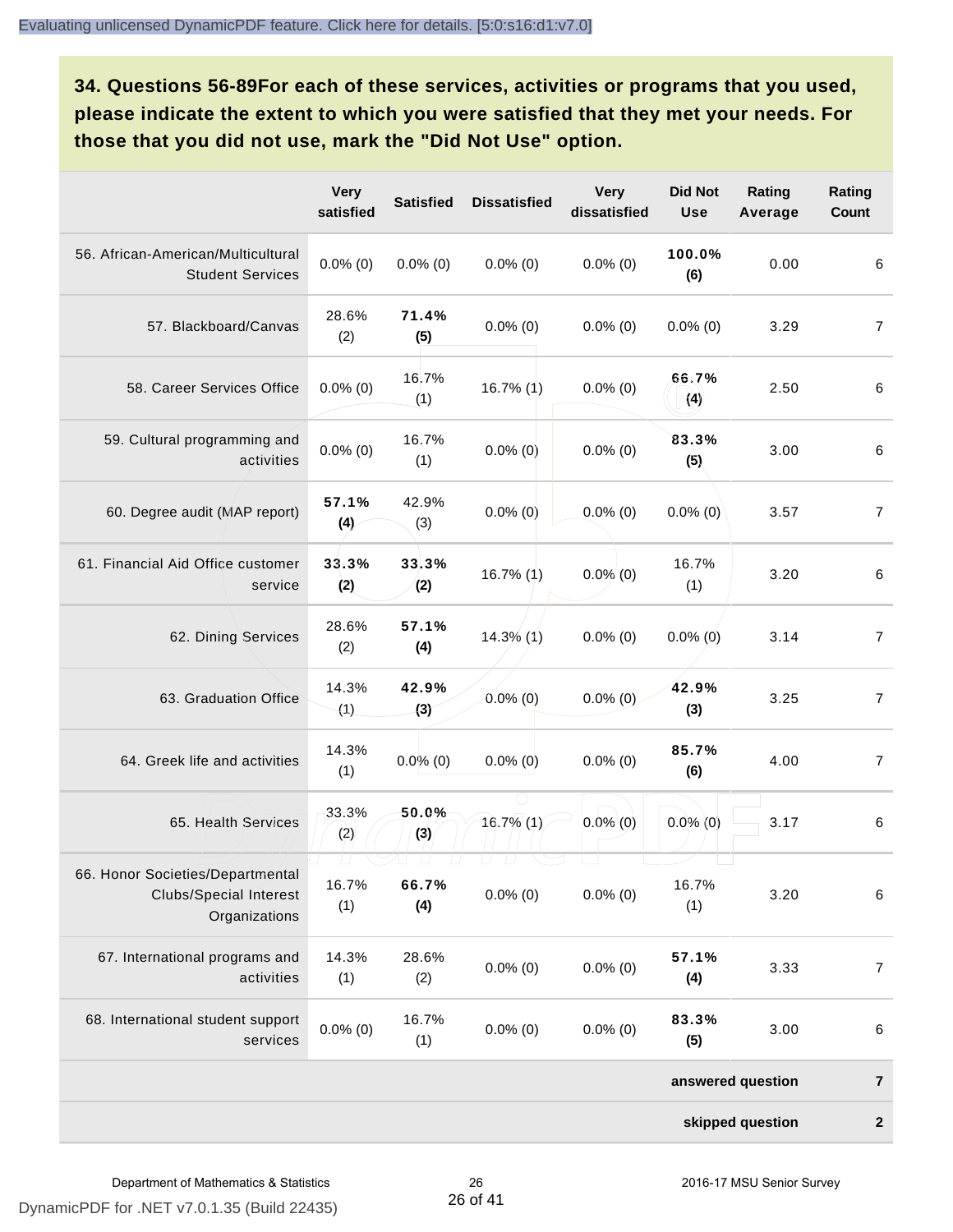**34. Questions 56-89For each of these services, activities or programs that you used, please indicate the extent to which you were satisfied that they met your needs. For those that you did not use, mark the "Did Not Use" option.**

| | Very satisfied | Satisfied | Dissatisfied | Very dissatisfied | Did Not Use | Rating Average | Rating Count |
|---|---|---|---|---|---|---|---|
| 56. African-American/Multicultural Student Services | 0.0% (0) | 0.0% (0) | 0.0% (0) | 0.0% (0) | **100.0% (6)** | 0.00 | 6 |
| 57. Blackboard/Canvas | 28.6% (2) | **71.4% (5)** | 0.0% (0) | 0.0% (0) | 0.0% (0) | 3.29 | 7 |
| 58. Career Services Office | 0.0% (0) | 16.7% (1) | 16.7% (1) | 0.0% (0) | **66.7% (4)** | 2.50 | 6 |
| 59. Cultural programming and activities | 0.0% (0) | 16.7% (1) | 0.0% (0) | 0.0% (0) | **83.3% (5)** | 3.00 | 6 |
| 60. Degree audit (MAP report) | **57.1% (4)** | 42.9% (3) | 0.0% (0) | 0.0% (0) | 0.0% (0) | 3.57 | 7 |
| 61. Financial Aid Office customer service | **33.3% (2)** | **33.3% (2)** | 16.7% (1) | 0.0% (0) | 16.7% (1) | 3.20 | 6 |
| 62. Dining Services | 28.6% (2) | **57.1% (4)** | 14.3% (1) | 0.0% (0) | 0.0% (0) | 3.14 | 7 |
| 63. Graduation Office | 14.3% (1) | **42.9% (3)** | 0.0% (0) | 0.0% (0) | **42.9% (3)** | 3.25 | 7 |
| 64. Greek life and activities | 14.3% (1) | 0.0% (0) | 0.0% (0) | 0.0% (0) | **85.7% (6)** | 4.00 | 7 |
| 65. Health Services | 33.3% (2) | **50.0% (3)** | 16.7% (1) | 0.0% (0) | 0.0% (0) | 3.17 | 6 |
| 66. Honor Societies/Departmental Clubs/Special Interest Organizations | 16.7% (1) | **66.7% (4)** | 0.0% (0) | 0.0% (0) | 16.7% (1) | 3.20 | 6 |
| 67. International programs and activities | 14.3% (1) | 28.6% (2) | 0.0% (0) | 0.0% (0) | **57.1% (4)** | 3.33 | 7 |
| 68. International student support services | 0.0% (0) | 16.7% (1) | 0.0% (0) | 0.0% (0) | **83.3% (5)** | 3.00 | 6 |
| | | | | | | **answered question** | **7** |
| | | | | | | **skipped question** | **2** |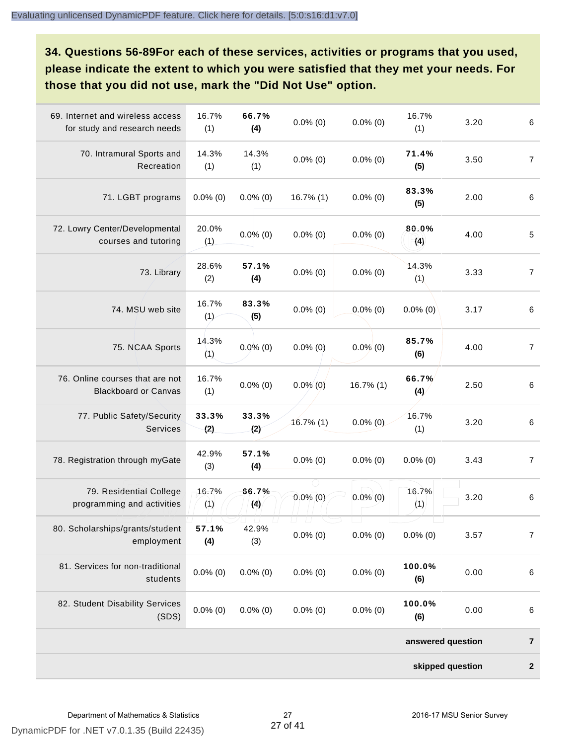### 34. Questions 56-89For each of these services, activities or programs that you used, please indicate the extent to which you were satisfied that they met your needs. For those that you did not use, mark the "Did Not Use" option.

| | | | | | | | |
|---|---|---|---|---|---|---|---|
| 69. Internet and wireless access for study and research needs | 16.7% (1) | **66.7% (4)** | 0.0% (0) | 0.0% (0) | 16.7% (1) | 3.20 | 6 |
| 70. Intramural Sports and Recreation | 14.3% (1) | 14.3% (1) | 0.0% (0) | 0.0% (0) | **71.4% (5)** | 3.50 | 7 |
| 71. LGBT programs | 0.0% (0) | 0.0% (0) | 16.7% (1) | 0.0% (0) | **83.3% (5)** | 2.00 | 6 |
| 72. Lowry Center/Developmental courses and tutoring | 20.0% (1) | 0.0% (0) | 0.0% (0) | 0.0% (0) | **80.0% (4)** | 4.00 | 5 |
| 73. Library | 28.6% (2) | **57.1% (4)** | 0.0% (0) | 0.0% (0) | 14.3% (1) | 3.33 | 7 |
| 74. MSU web site | 16.7% (1) | **83.3% (5)** | 0.0% (0) | 0.0% (0) | 0.0% (0) | 3.17 | 6 |
| 75. NCAA Sports | 14.3% (1) | 0.0% (0) | 0.0% (0) | 0.0% (0) | **85.7% (6)** | 4.00 | 7 |
| 76. Online courses that are not Blackboard or Canvas | 16.7% (1) | 0.0% (0) | 0.0% (0) | 16.7% (1) | **66.7% (4)** | 2.50 | 6 |
| 77. Public Safety/Security Services | **33.3% (2)** | **33.3% (2)** | 16.7% (1) | 0.0% (0) | 16.7% (1) | 3.20 | 6 |
| 78. Registration through myGate | 42.9% (3) | **57.1% (4)** | 0.0% (0) | 0.0% (0) | 0.0% (0) | 3.43 | 7 |
| 79. Residential College programming and activities | 16.7% (1) | **66.7% (4)** | 0.0% (0) | 0.0% (0) | 16.7% (1) | 3.20 | 6 |
| 80. Scholarships/grants/student employment | **57.1% (4)** | 42.9% (3) | 0.0% (0) | 0.0% (0) | 0.0% (0) | 3.57 | 7 |
| 81. Services for non-traditional students | 0.0% (0) | 0.0% (0) | 0.0% (0) | 0.0% (0) | **100.0% (6)** | 0.00 | 6 |
| 82. Student Disability Services (SDS) | 0.0% (0) | 0.0% (0) | 0.0% (0) | 0.0% (0) | **100.0% (6)** | 0.00 | 6 |
| | | | | | | **answered question** | **7** |
| | | | | | | **skipped question** | **2** |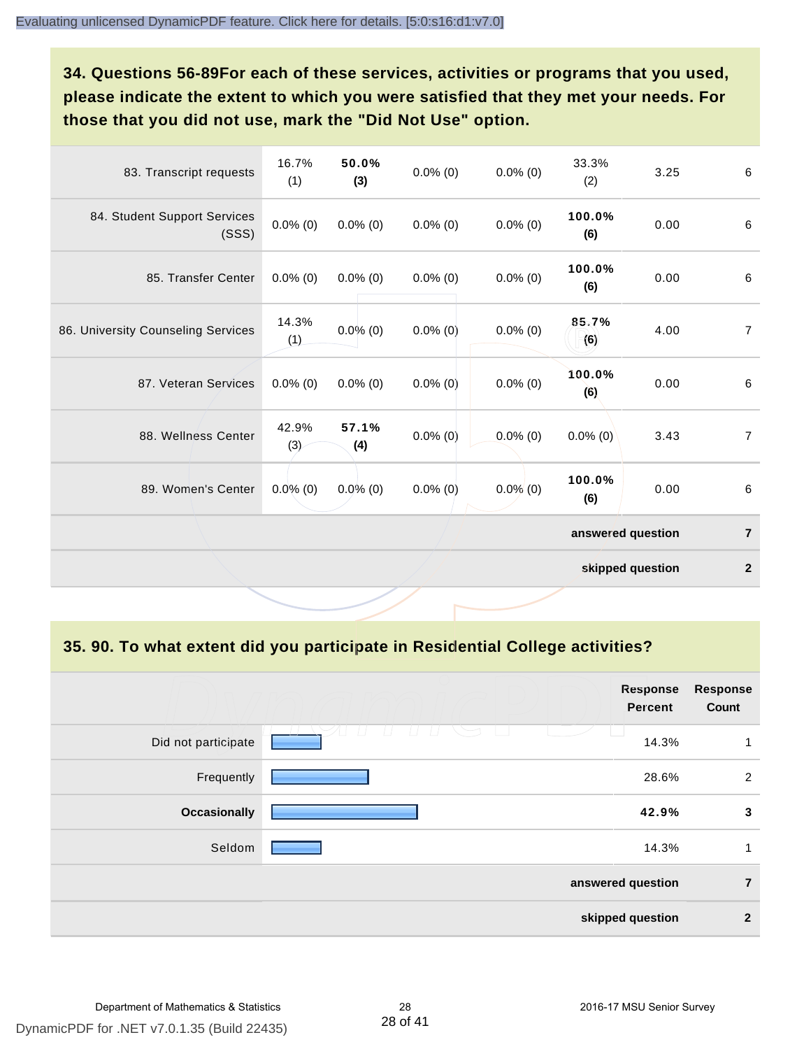## 34. Questions 56-89For each of these services, activities or programs that you used, please indicate the extent to which you were satisfied that they met your needs. For those that you did not use, mark the "Did Not Use" option.

| | | | | | | | |
|---|---|---|---|---|---|---|---|
| 83. Transcript requests | 16.7% (1) | **50.0% (3)** | 0.0% (0) | 0.0% (0) | 33.3% (2) | 3.25 | 6 |
| 84. Student Support Services (SSS) | 0.0% (0) | 0.0% (0) | 0.0% (0) | 0.0% (0) | **100.0% (6)** | 0.00 | 6 |
| 85. Transfer Center | 0.0% (0) | 0.0% (0) | 0.0% (0) | 0.0% (0) | **100.0% (6)** | 0.00 | 6 |
| 86. University Counseling Services | 14.3% (1) | 0.0% (0) | 0.0% (0) | 0.0% (0) | **85.7% (6)** | 4.00 | 7 |
| 87. Veteran Services | 0.0% (0) | 0.0% (0) | 0.0% (0) | 0.0% (0) | **100.0% (6)** | 0.00 | 6 |
| 88. Wellness Center | 42.9% (3) | **57.1% (4)** | 0.0% (0) | 0.0% (0) | 0.0% (0) | 3.43 | 7 |
| 89. Women's Center | 0.0% (0) | 0.0% (0) | 0.0% (0) | 0.0% (0) | **100.0% (6)** | 0.00 | 6 |
| | | | | | | **answered question** | **7** |
| | | | | | | **skipped question** | **2** |

## 35. 90. To what extent did you participate in Residential College activities?

| | Response Percent | Response Count |
|---|---|---|
| Did not participate | 14.3% | 1 |
| Frequently | 28.6% | 2 |
| **Occasionally** | **42.9%** | **3** |
| Seldom | 14.3% | 1 |
| **answered question** | | **7** |
| **skipped question** | | **2** |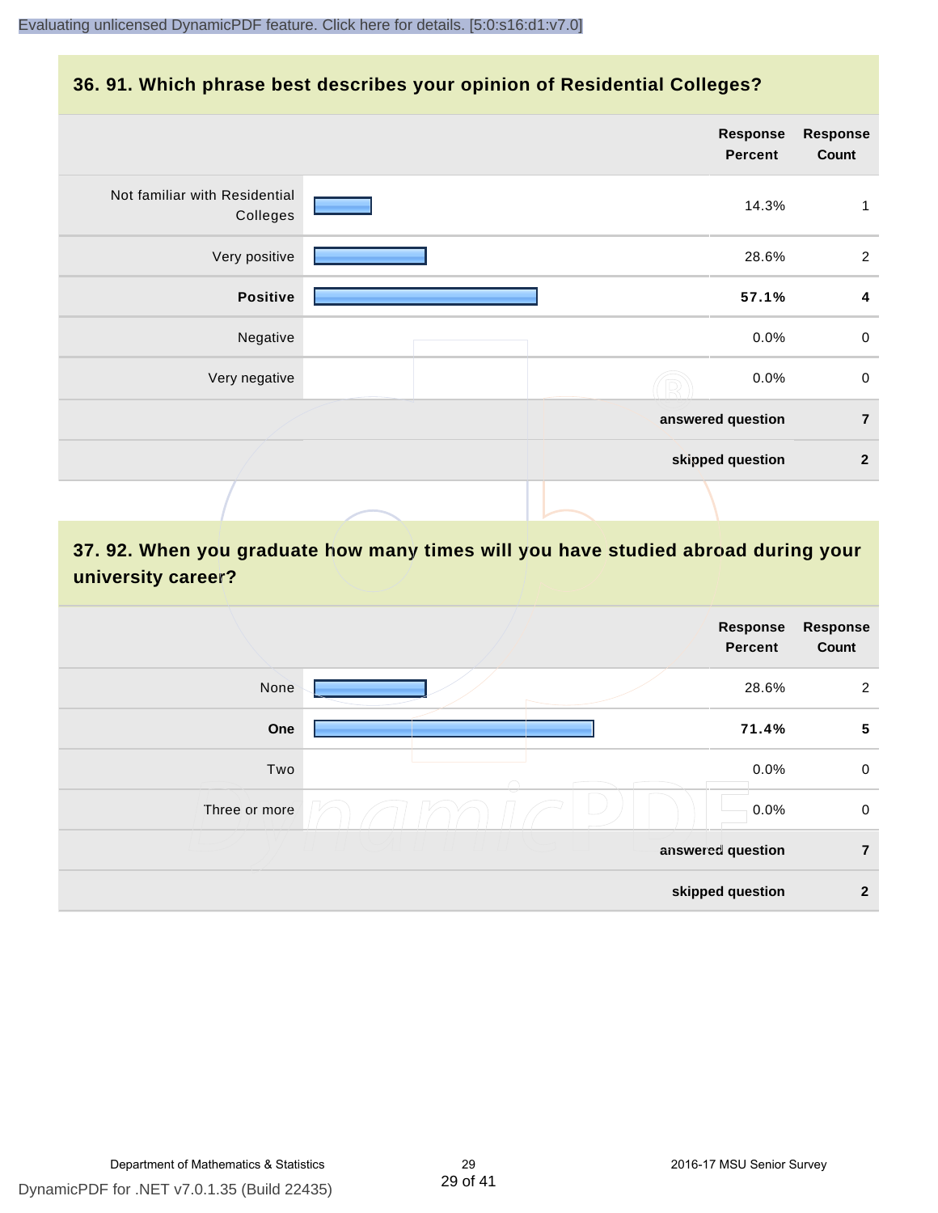## 36. 91. Which phrase best describes your opinion of Residential Colleges?

| | Response Percent | Response Count |
|---|---|---|
| Not familiar with Residential Colleges | 14.3% | 1 |
| Very positive | 28.6% | 2 |
| **Positive** | **57.1%** | **4** |
| Negative | 0.0% | 0 |
| Very negative | 0.0% | 0 |
| | **answered question** | **7** |
| | **skipped question** | **2** |

## 37. 92. When you graduate how many times will you have studied abroad during your university career?

| | Response Percent | Response Count |
|---|---|---|
| None | 28.6% | 2 |
| **One** | **71.4%** | **5** |
| Two | 0.0% | 0 |
| Three or more | 0.0% | 0 |
| | **answered question** | **7** |
| | **skipped question** | **2** |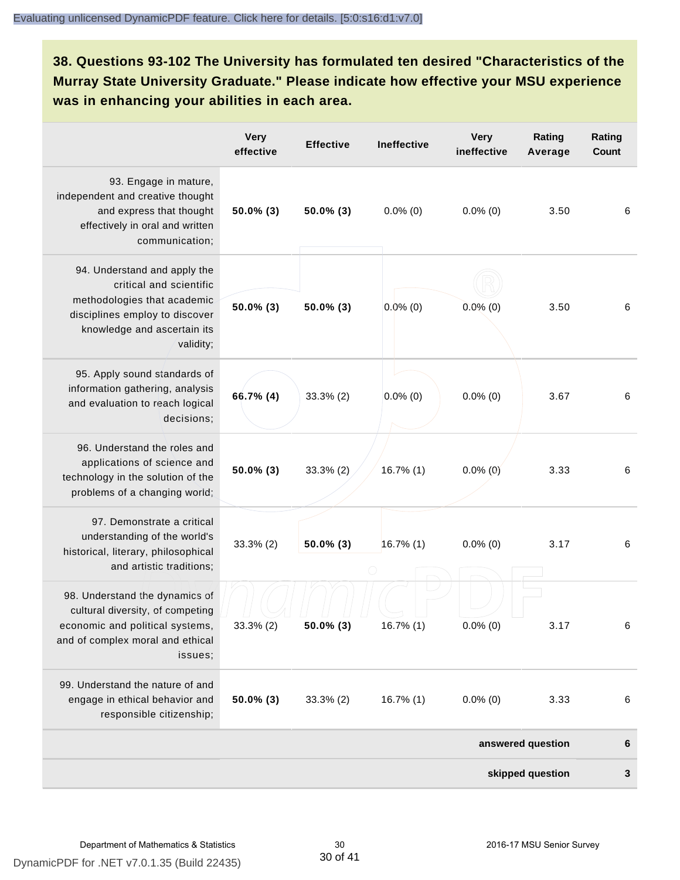### 38. Questions 93-102 The University has formulated ten desired "Characteristics of the Murray State University Graduate." Please indicate how effective your MSU experience was in enhancing your abilities in each area.

| | Very effective | Effective | Ineffective | Very ineffective | Rating Average | Rating Count |
|---|---|---|---|---|---|---|
| 93. Engage in mature, independent and creative thought and express that thought effectively in oral and written communication; | **50.0% (3)** | **50.0% (3)** | 0.0% (0) | 0.0% (0) | 3.50 | 6 |
| 94. Understand and apply the critical and scientific methodologies that academic disciplines employ to discover knowledge and ascertain its validity; | **50.0% (3)** | **50.0% (3)** | 0.0% (0) | 0.0% (0) | 3.50 | 6 |
| 95. Apply sound standards of information gathering, analysis and evaluation to reach logical decisions; | **66.7% (4)** | 33.3% (2) | 0.0% (0) | 0.0% (0) | 3.67 | 6 |
| 96. Understand the roles and applications of science and technology in the solution of the problems of a changing world; | **50.0% (3)** | 33.3% (2) | 16.7% (1) | 0.0% (0) | 3.33 | 6 |
| 97. Demonstrate a critical understanding of the world's historical, literary, philosophical and artistic traditions; | 33.3% (2) | **50.0% (3)** | 16.7% (1) | 0.0% (0) | 3.17 | 6 |
| 98. Understand the dynamics of cultural diversity, of competing economic and political systems, and of complex moral and ethical issues; | 33.3% (2) | **50.0% (3)** | 16.7% (1) | 0.0% (0) | 3.17 | 6 |
| 99. Understand the nature of and engage in ethical behavior and responsible citizenship; | **50.0% (3)** | 33.3% (2) | 16.7% (1) | 0.0% (0) | 3.33 | 6 |
| | | | | | **answered question** | **6** |
| | | | | | **skipped question** | **3** |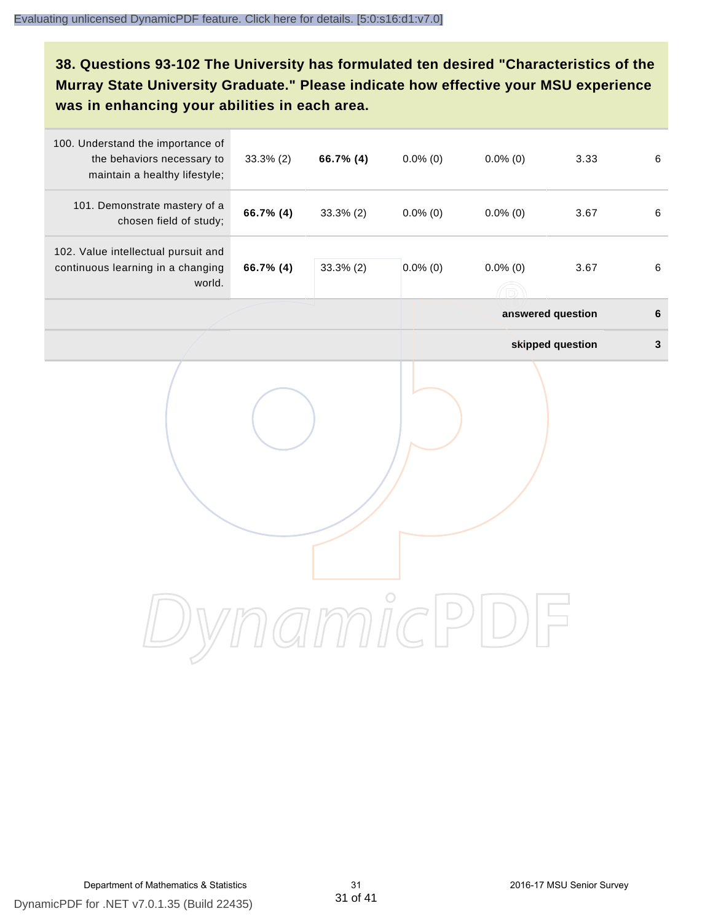## 38. Questions 93-102 The University has formulated ten desired "Characteristics of the Murray State University Graduate." Please indicate how effective your MSU experience was in enhancing your abilities in each area.

| | | | | | | |
|---|---|---|---|---|---|---|
| 100. Understand the importance of the behaviors necessary to maintain a healthy lifestyle; | 33.3% (2) | **66.7% (4)** | 0.0% (0) | 0.0% (0) | 3.33 | 6 |
| 101. Demonstrate mastery of a chosen field of study; | **66.7% (4)** | 33.3% (2) | 0.0% (0) | 0.0% (0) | 3.67 | 6 |
| 102. Value intellectual pursuit and continuous learning in a changing world. | **66.7% (4)** | 33.3% (2) | 0.0% (0) | 0.0% (0) | 3.67 | 6 |
| | | | | | **answered question** | **6** |
| | | | | | **skipped question** | **3** |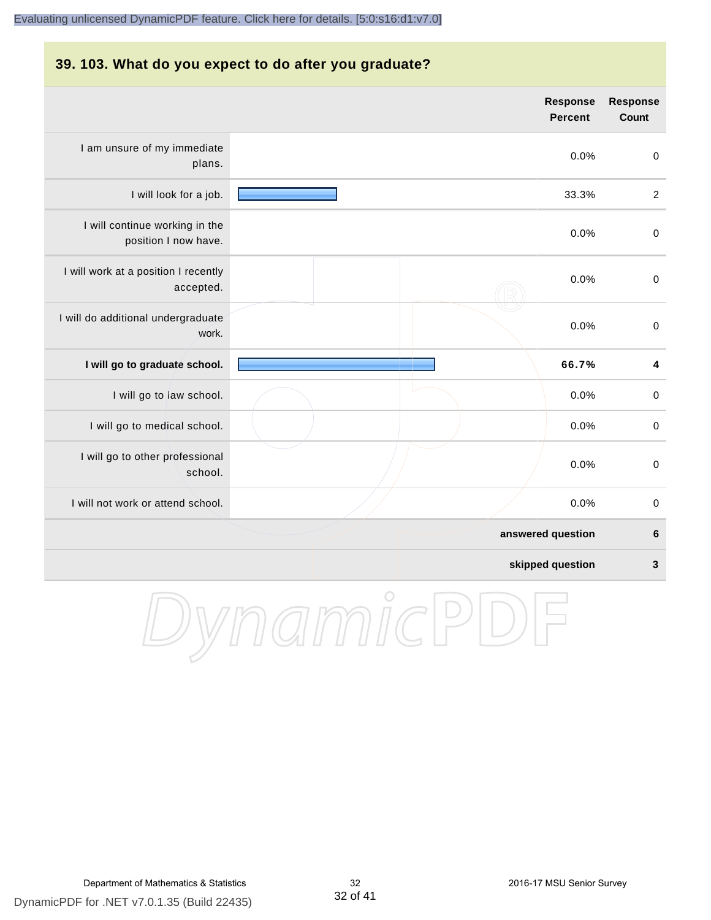## 39. 103. What do you expect to do after you graduate?

| | Response Percent | Response Count |
|---|---|---|
| I am unsure of my immediate plans. | 0.0% | 0 |
| I will look for a job. | 33.3% | 2 |
| I will continue working in the position I now have. | 0.0% | 0 |
| I will work at a position I recently accepted. | 0.0% | 0 |
| I will do additional undergraduate work. | 0.0% | 0 |
| **I will go to graduate school.** | **66.7%** | **4** |
| I will go to law school. | 0.0% | 0 |
| I will go to medical school. | 0.0% | 0 |
| I will go to other professional school. | 0.0% | 0 |
| I will not work or attend school. | 0.0% | 0 |
| | **answered question** | **6** |
| | **skipped question** | **3** |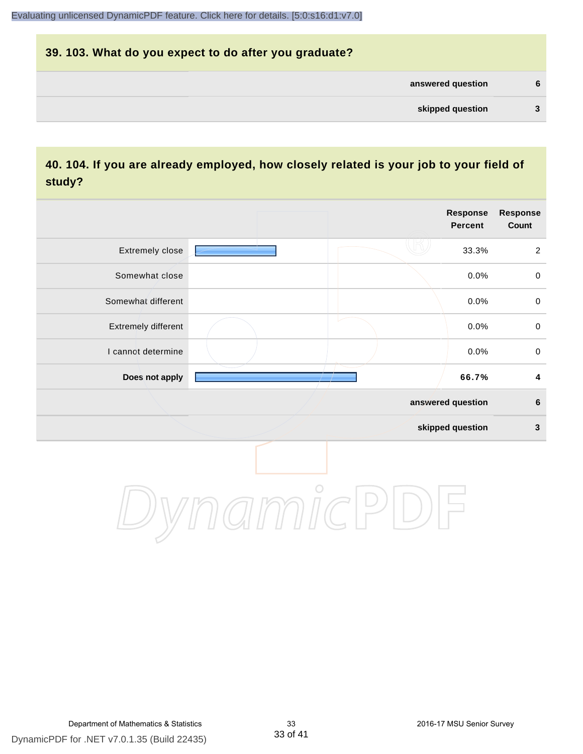## 39. 103. What do you expect to do after you graduate?

| | |
|---|---|
| **answered question** | **6** |
| **skipped question** | **3** |

## 40. 104. If you are already employed, how closely related is your job to your field of study?

| | Response Percent | Response Count |
|---|---|---|
| Extremely close | 33.3% | 2 |
| Somewhat close | 0.0% | 0 |
| Somewhat different | 0.0% | 0 |
| Extremely different | 0.0% | 0 |
| I cannot determine | 0.0% | 0 |
| **Does not apply** | **66.7%** | **4** |
| **answered question** | | **6** |
| **skipped question** | | **3** |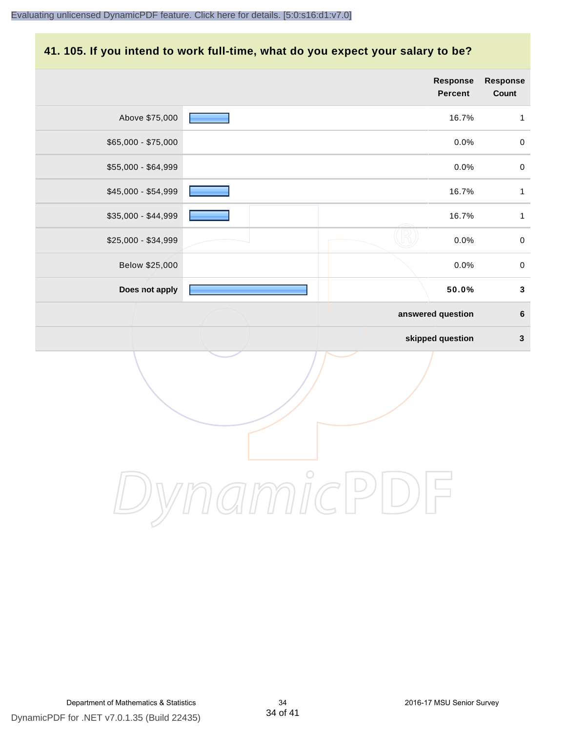## 41. 105. If you intend to work full-time, what do you expect your salary to be?

| | Response Percent | Response Count |
|---|---|---|
| Above $75,000 | 16.7% | 1 |
| $65,000 - $75,000 | 0.0% | 0 |
| $55,000 - $64,999 | 0.0% | 0 |
| $45,000 - $54,999 | 16.7% | 1 |
| $35,000 - $44,999 | 16.7% | 1 |
| $25,000 - $34,999 | 0.0% | 0 |
| Below $25,000 | 0.0% | 0 |
| **Does not apply** | **50.0%** | **3** |
| | **answered question** | **6** |
| | **skipped question** | **3** |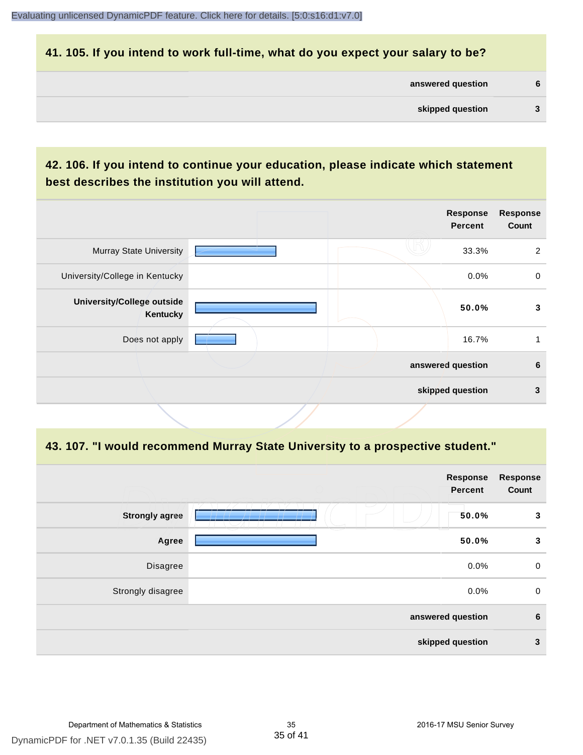## 41. 105. If you intend to work full-time, what do you expect your salary to be?

| | |
|---|---|
| **answered question** | **6** |
| **skipped question** | **3** |

## 42. 106. If you intend to continue your education, please indicate which statement best describes the institution you will attend.

| | Response Percent | Response Count |
|---|---|---|
| Murray State University | 33.3% | 2 |
| University/College in Kentucky | 0.0% | 0 |
| **University/College outside Kentucky** | **50.0%** | **3** |
| Does not apply | 16.7% | 1 |
| **answered question** | | **6** |
| **skipped question** | | **3** |

## 43. 107. "I would recommend Murray State University to a prospective student."

| | Response Percent | Response Count |
|---|---|---|
| **Strongly agree** | **50.0%** | **3** |
| **Agree** | **50.0%** | **3** |
| Disagree | 0.0% | 0 |
| Strongly disagree | 0.0% | 0 |
| **answered question** | | **6** |
| **skipped question** | | **3** |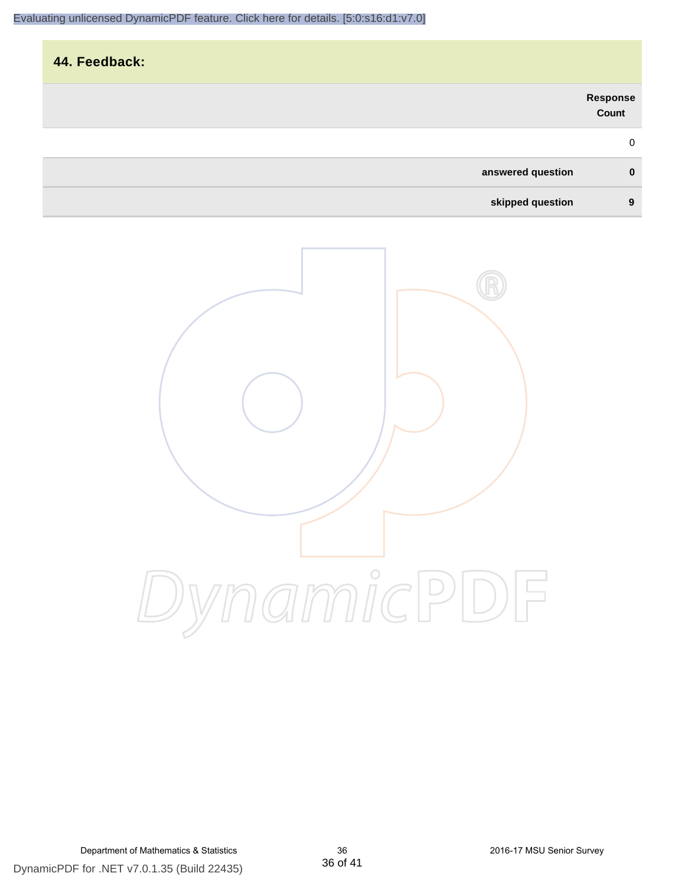## 44. Feedback:

| | | Response Count |
|---|---|---|
| | | 0 |
| | answered question | 0 |
| | skipped question | 9 |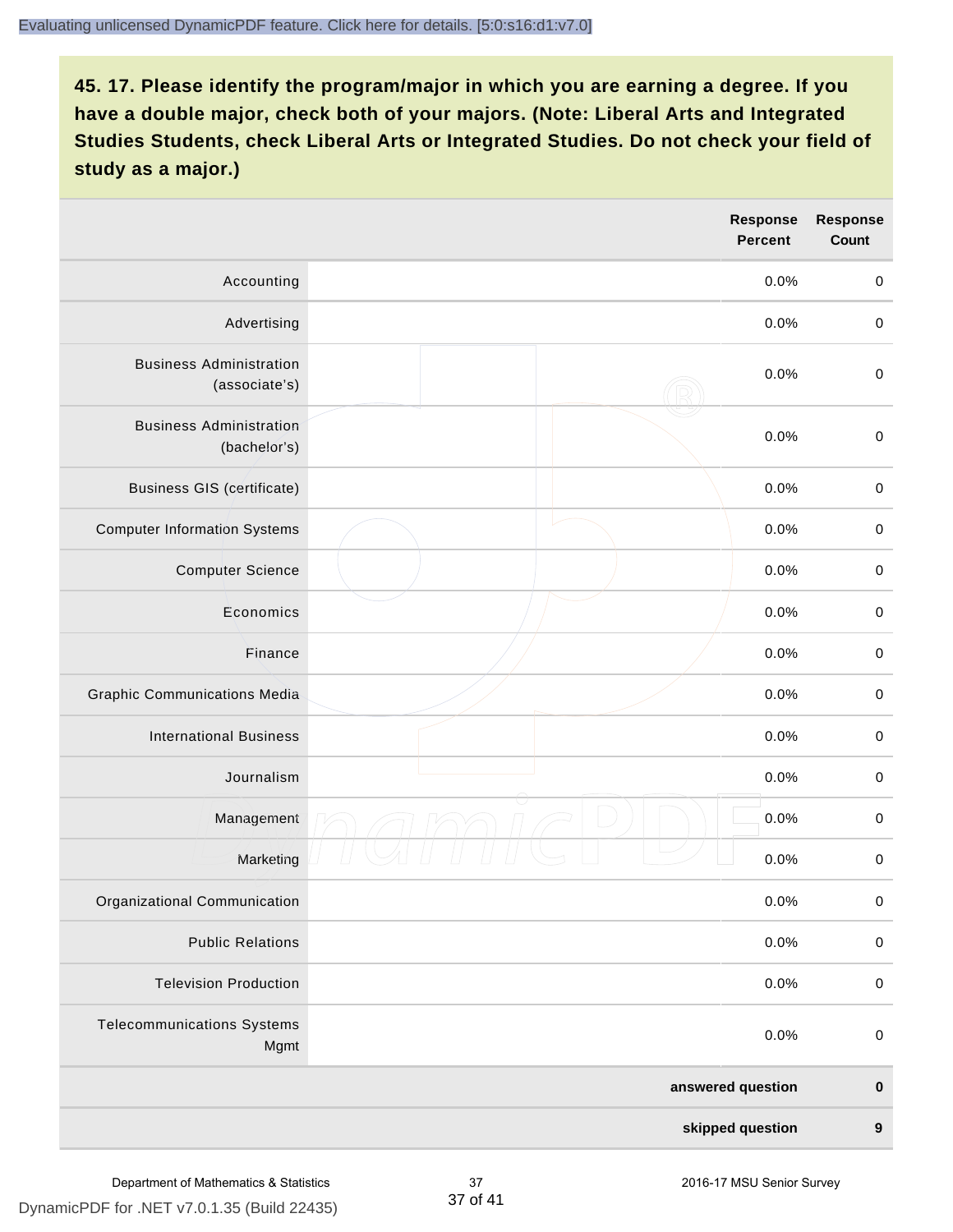## 45. 17. Please identify the program/major in which you are earning a degree. If you have a double major, check both of your majors. (Note: Liberal Arts and Integrated Studies Students, check Liberal Arts or Integrated Studies. Do not check your field of study as a major.)

| | Response Percent | Response Count |
|---|---|---|
| Accounting | 0.0% | 0 |
| Advertising | 0.0% | 0 |
| Business Administration (associate's) | 0.0% | 0 |
| Business Administration (bachelor's) | 0.0% | 0 |
| Business GIS (certificate) | 0.0% | 0 |
| Computer Information Systems | 0.0% | 0 |
| Computer Science | 0.0% | 0 |
| Economics | 0.0% | 0 |
| Finance | 0.0% | 0 |
| Graphic Communications Media | 0.0% | 0 |
| International Business | 0.0% | 0 |
| Journalism | 0.0% | 0 |
| Management | 0.0% | 0 |
| Marketing | 0.0% | 0 |
| Organizational Communication | 0.0% | 0 |
| Public Relations | 0.0% | 0 |
| Television Production | 0.0% | 0 |
| Telecommunications Systems Mgmt | 0.0% | 0 |
| **answered question** | | **0** |
| **skipped question** | | **9** |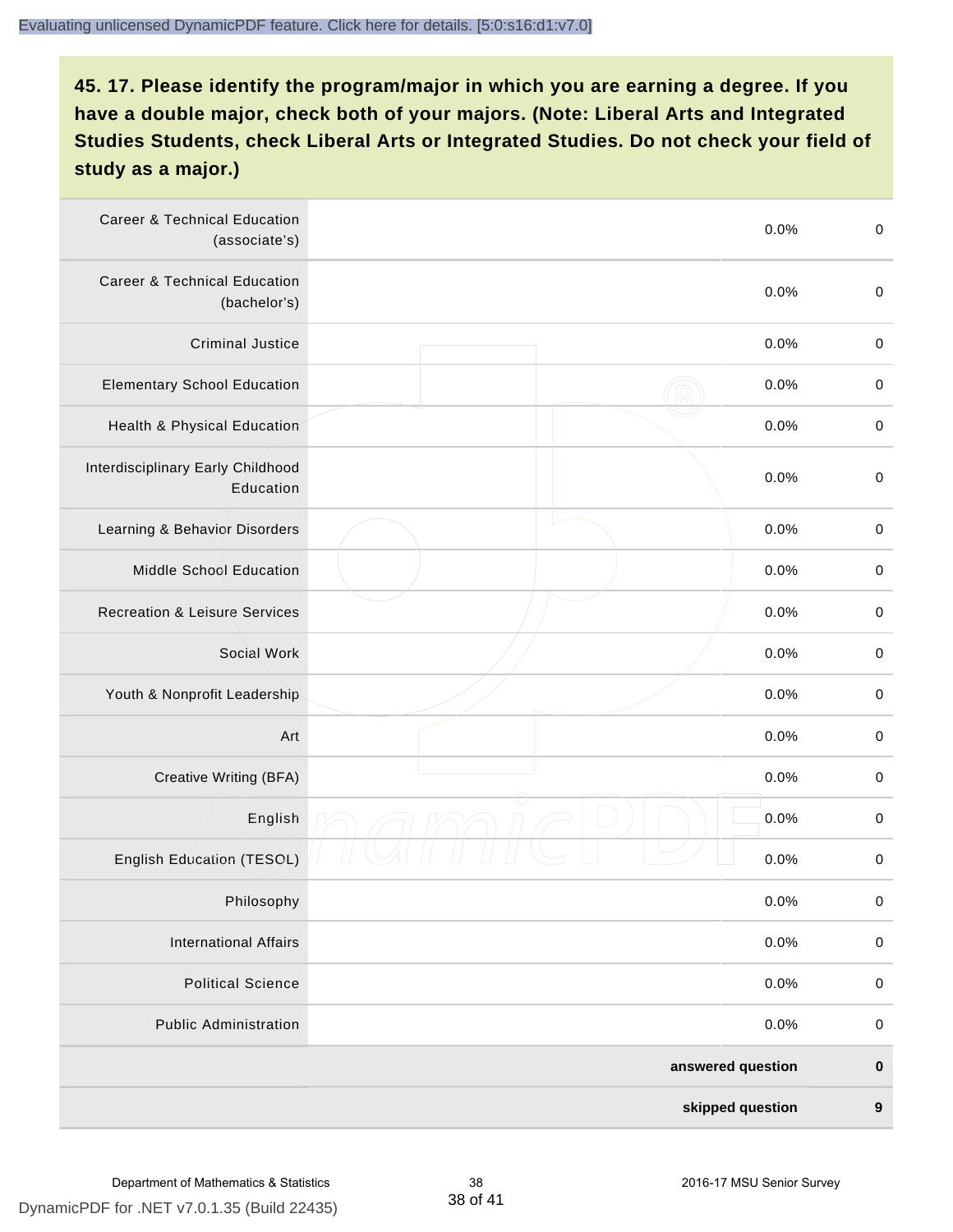## 45. 17. Please identify the program/major in which you are earning a degree. If you have a double major, check both of your majors. (Note: Liberal Arts and Integrated Studies Students, check Liberal Arts or Integrated Studies. Do not check your field of study as a major.)

| | | | |
|---|---|---|---|
| Career & Technical Education (associate's) | | 0.0% | 0 |
| Career & Technical Education (bachelor's) | | 0.0% | 0 |
| Criminal Justice | | 0.0% | 0 |
| Elementary School Education | | 0.0% | 0 |
| Health & Physical Education | | 0.0% | 0 |
| Interdisciplinary Early Childhood Education | | 0.0% | 0 |
| Learning & Behavior Disorders | | 0.0% | 0 |
| Middle School Education | | 0.0% | 0 |
| Recreation & Leisure Services | | 0.0% | 0 |
| Social Work | | 0.0% | 0 |
| Youth & Nonprofit Leadership | | 0.0% | 0 |
| Art | | 0.0% | 0 |
| Creative Writing (BFA) | | 0.0% | 0 |
| English | | 0.0% | 0 |
| English Education (TESOL) | | 0.0% | 0 |
| Philosophy | | 0.0% | 0 |
| International Affairs | | 0.0% | 0 |
| Political Science | | 0.0% | 0 |
| Public Administration | | 0.0% | 0 |
| | | **answered question** | **0** |
| | | **skipped question** | **9** |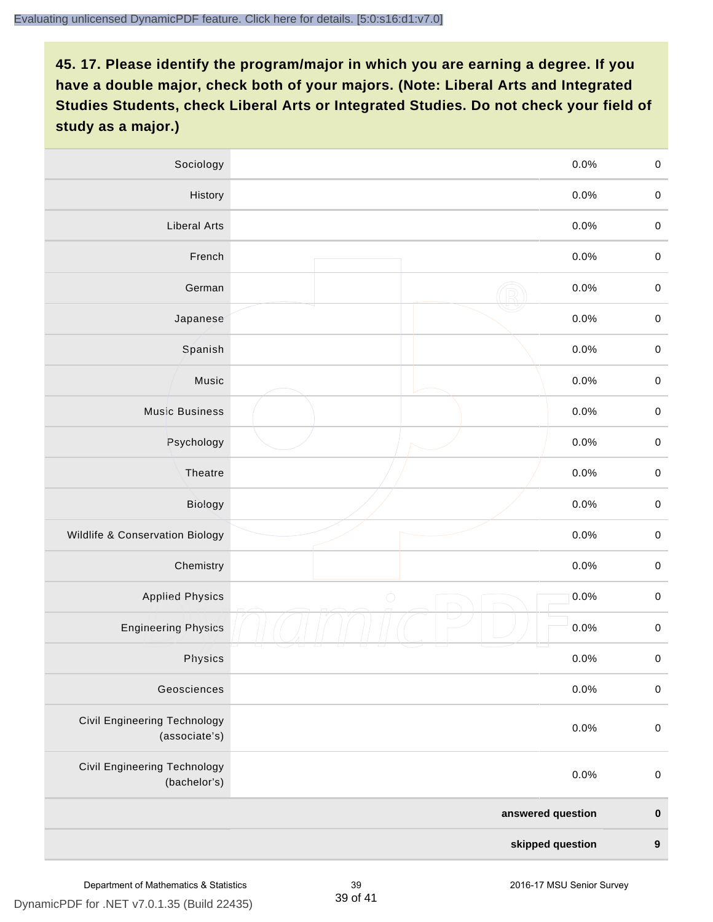## 45. 17. Please identify the program/major in which you are earning a degree. If you have a double major, check both of your majors. (Note: Liberal Arts and Integrated Studies Students, check Liberal Arts or Integrated Studies. Do not check your field of study as a major.)

| Program/Major | | Percent | Count |
|---|---|---|---|
| Sociology | | 0.0% | 0 |
| History | | 0.0% | 0 |
| Liberal Arts | | 0.0% | 0 |
| French | | 0.0% | 0 |
| German | | 0.0% | 0 |
| Japanese | | 0.0% | 0 |
| Spanish | | 0.0% | 0 |
| Music | | 0.0% | 0 |
| Music Business | | 0.0% | 0 |
| Psychology | | 0.0% | 0 |
| Theatre | | 0.0% | 0 |
| Biology | | 0.0% | 0 |
| Wildlife & Conservation Biology | | 0.0% | 0 |
| Chemistry | | 0.0% | 0 |
| Applied Physics | | 0.0% | 0 |
| Engineering Physics | | 0.0% | 0 |
| Physics | | 0.0% | 0 |
| Geosciences | | 0.0% | 0 |
| Civil Engineering Technology (associate's) | | 0.0% | 0 |
| Civil Engineering Technology (bachelor's) | | 0.0% | 0 |
| | | **answered question** | **0** |
| | | **skipped question** | **9** |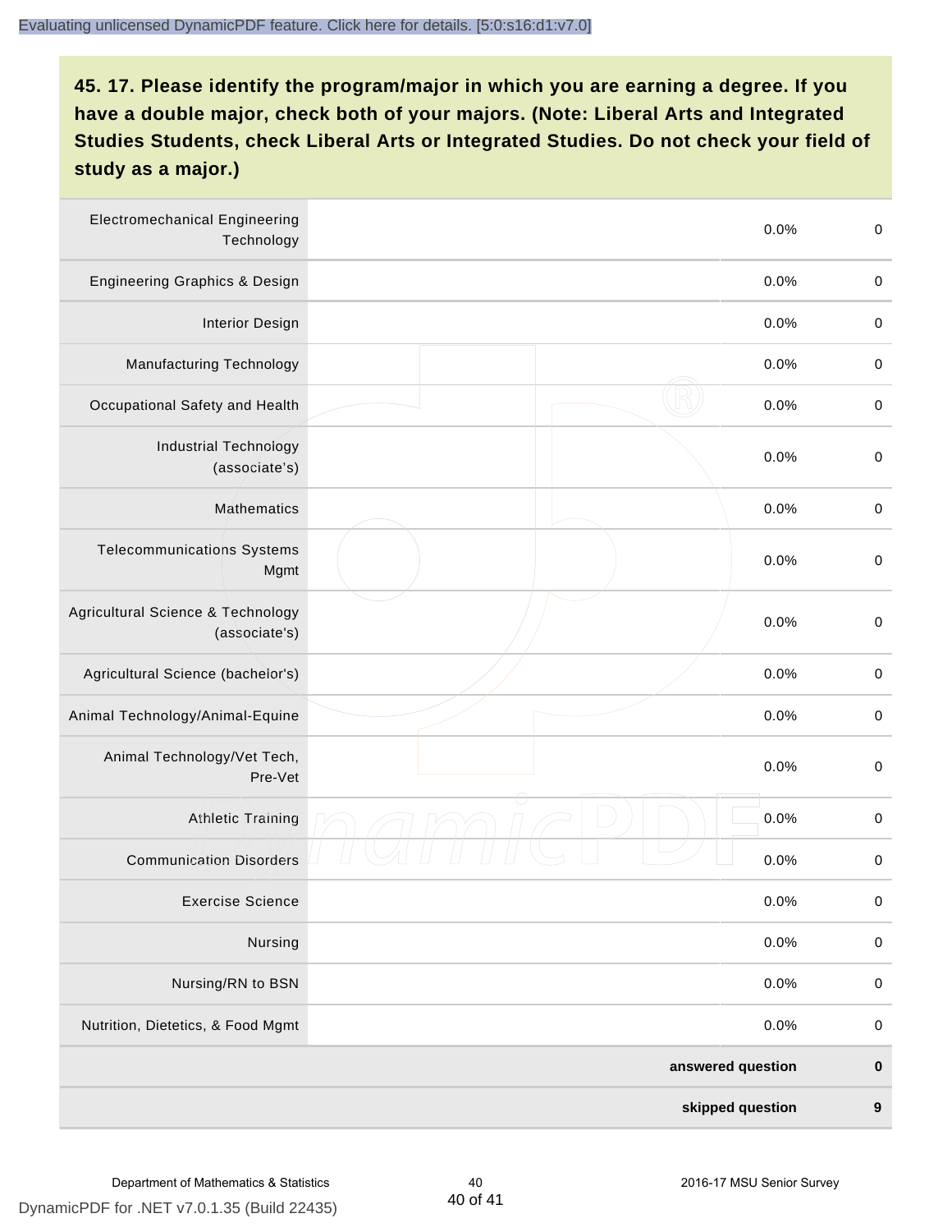## 45. 17. Please identify the program/major in which you are earning a degree. If you have a double major, check both of your majors. (Note: Liberal Arts and Integrated Studies Students, check Liberal Arts or Integrated Studies. Do not check your field of study as a major.)

| | | | |
|---|---|---|---|
| Electromechanical Engineering Technology | | 0.0% | 0 |
| Engineering Graphics & Design | | 0.0% | 0 |
| Interior Design | | 0.0% | 0 |
| Manufacturing Technology | | 0.0% | 0 |
| Occupational Safety and Health | | 0.0% | 0 |
| Industrial Technology (associate's) | | 0.0% | 0 |
| Mathematics | | 0.0% | 0 |
| Telecommunications Systems Mgmt | | 0.0% | 0 |
| Agricultural Science & Technology (associate's) | | 0.0% | 0 |
| Agricultural Science (bachelor's) | | 0.0% | 0 |
| Animal Technology/Animal-Equine | | 0.0% | 0 |
| Animal Technology/Vet Tech, Pre-Vet | | 0.0% | 0 |
| Athletic Training | | 0.0% | 0 |
| Communication Disorders | | 0.0% | 0 |
| Exercise Science | | 0.0% | 0 |
| Nursing | | 0.0% | 0 |
| Nursing/RN to BSN | | 0.0% | 0 |
| Nutrition, Dietetics, & Food Mgmt | | 0.0% | 0 |
| | | **answered question** | **0** |
| | | **skipped question** | **9** |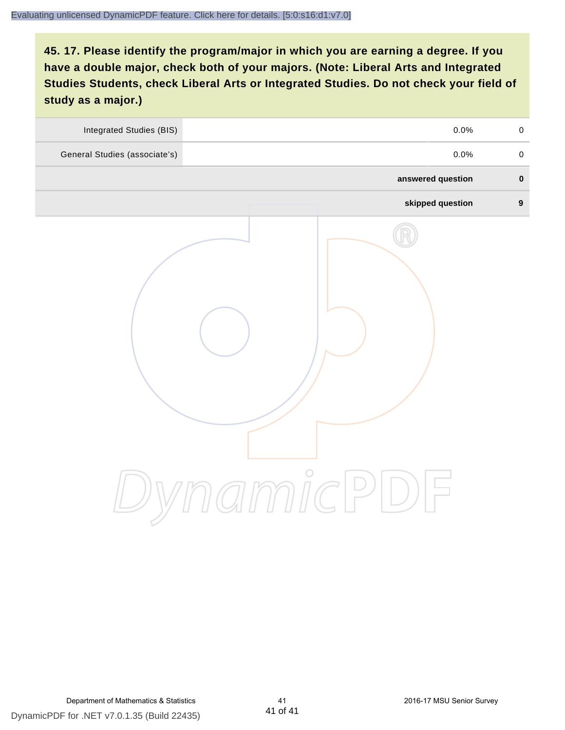Evaluating unlicensed DynamicPDF feature. Click here for details. [5:0:s16:d1:v7.0]

## 45. 17. Please identify the program/major in which you are earning a degree. If you have a double major, check both of your majors. (Note: Liberal Arts and Integrated Studies Students, check Liberal Arts or Integrated Studies. Do not check your field of study as a major.)

| | | | |
|---|---|---|---|
| Integrated Studies (BIS) | | 0.0% | 0 |
| General Studies (associate's) | | 0.0% | 0 |
| | | **answered question** | **0** |
| | | **skipped question** | **9** |

Department of Mathematics & Statistics

2016-17 MSU Senior Survey

DynamicPDF for .NET v7.0.1.35 (Build 22435)